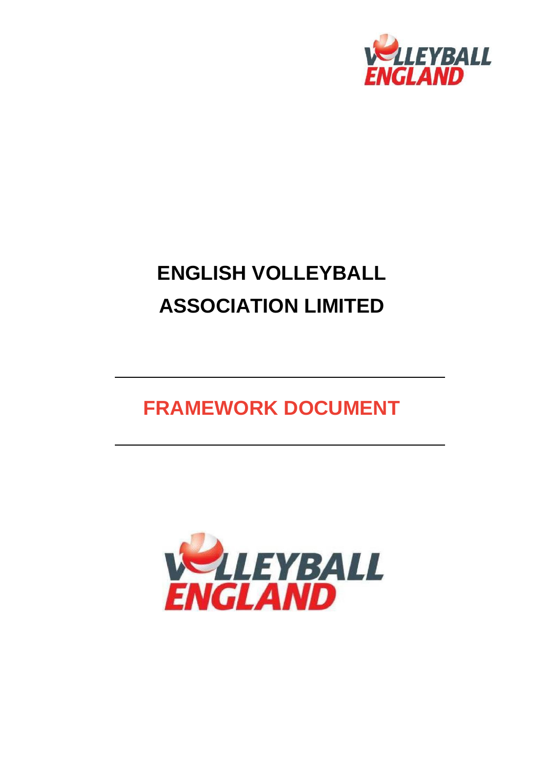# ENGLISH VOLLEYBALL ASSOCIATION LIMITED

## FRAMEWORK DOCUMENT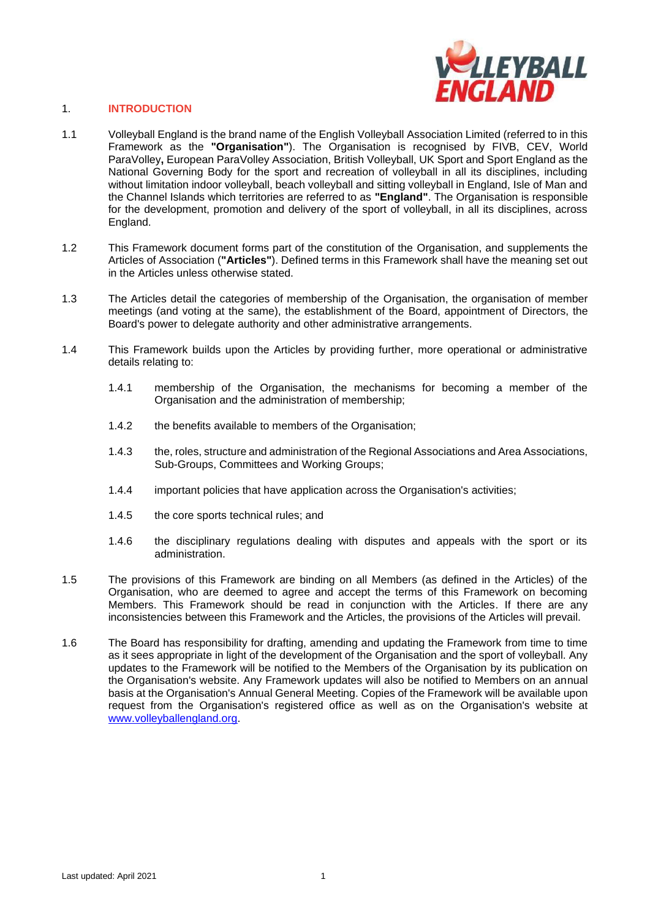## 1. INTRODUCTION

1.1 Volleyball England is the brand name of the English Volleyball Association Limited (referred to in this Framework as the **"Organisation"**). The Organisation is recognised by FIVB, CEV, World ParaVolley**,** European ParaVolley Association, British Volleyball, UK Sport and Sport England as the National Governing Body for the sport and recreation of volleyball in all its disciplines, including without limitation indoor volleyball, beach volleyball and sitting volleyball in England, Isle of Man and the Channel Islands which territories are referred to as **"England"**. The Organisation is responsible for the development, promotion and delivery of the sport of volleyball, in all its disciplines, across England.

1.2 This Framework document forms part of the constitution of the Organisation, and supplements the Articles of Association (**"Articles"**). Defined terms in this Framework shall have the meaning set out in the Articles unless otherwise stated.

1.3 The Articles detail the categories of membership of the Organisation, the organisation of member meetings (and voting at the same), the establishment of the Board, appointment of Directors, the Board's power to delegate authority and other administrative arrangements.

1.4 This Framework builds upon the Articles by providing further, more operational or administrative details relating to:

1.4.1 membership of the Organisation, the mechanisms for becoming a member of the Organisation and the administration of membership;

1.4.2 the benefits available to members of the Organisation;

1.4.3 the, roles, structure and administration of the Regional Associations and Area Associations, Sub-Groups, Committees and Working Groups;

1.4.4 important policies that have application across the Organisation's activities;

1.4.5 the core sports technical rules; and

1.4.6 the disciplinary regulations dealing with disputes and appeals with the sport or its administration.

1.5 The provisions of this Framework are binding on all Members (as defined in the Articles) of the Organisation, who are deemed to agree and accept the terms of this Framework on becoming Members. This Framework should be read in conjunction with the Articles. If there are any inconsistencies between this Framework and the Articles, the provisions of the Articles will prevail.

1.6 The Board has responsibility for drafting, amending and updating the Framework from time to time as it sees appropriate in light of the development of the Organisation and the sport of volleyball. Any updates to the Framework will be notified to the Members of the Organisation by its publication on the Organisation's website. Any Framework updates will also be notified to Members on an annual basis at the Organisation's Annual General Meeting. Copies of the Framework will be available upon request from the Organisation's registered office as well as on the Organisation's website at www.volleyballengland.org.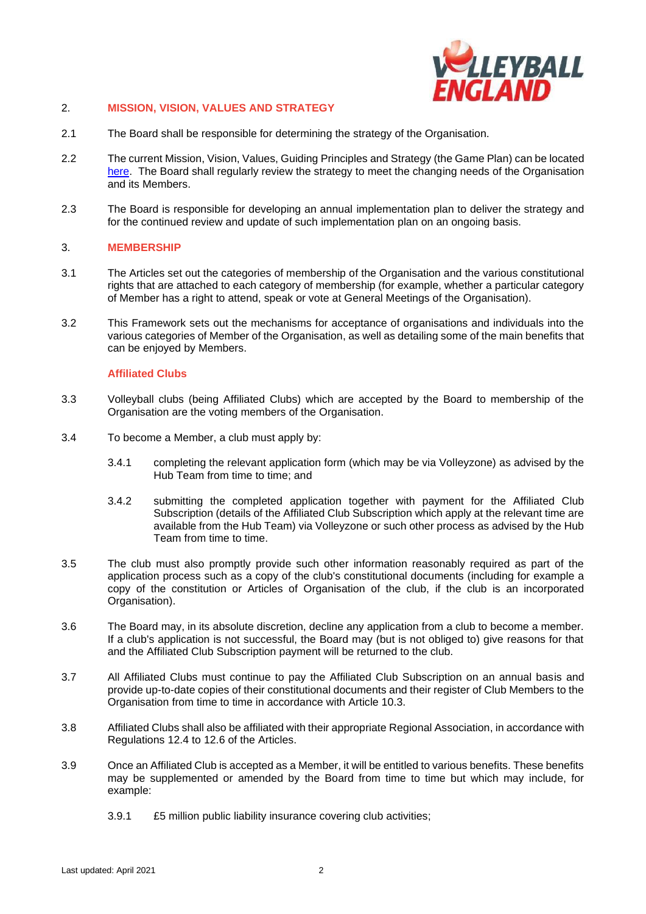## 2. MISSION, VISION, VALUES AND STRATEGY

2.1 The Board shall be responsible for determining the strategy of the Organisation.

2.2 The current Mission, Vision, Values, Guiding Principles and Strategy (the Game Plan) can be located here. The Board shall regularly review the strategy to meet the changing needs of the Organisation and its Members.

2.3 The Board is responsible for developing an annual implementation plan to deliver the strategy and for the continued review and update of such implementation plan on an ongoing basis.

## 3. MEMBERSHIP

3.1 The Articles set out the categories of membership of the Organisation and the various constitutional rights that are attached to each category of membership (for example, whether a particular category of Member has a right to attend, speak or vote at General Meetings of the Organisation).

3.2 This Framework sets out the mechanisms for acceptance of organisations and individuals into the various categories of Member of the Organisation, as well as detailing some of the main benefits that can be enjoyed by Members.

### Affiliated Clubs

3.3 Volleyball clubs (being Affiliated Clubs) which are accepted by the Board to membership of the Organisation are the voting members of the Organisation.

3.4 To become a Member, a club must apply by:

3.4.1 completing the relevant application form (which may be via Volleyzone) as advised by the Hub Team from time to time; and

3.4.2 submitting the completed application together with payment for the Affiliated Club Subscription (details of the Affiliated Club Subscription which apply at the relevant time are available from the Hub Team) via Volleyzone or such other process as advised by the Hub Team from time to time.

3.5 The club must also promptly provide such other information reasonably required as part of the application process such as a copy of the club's constitutional documents (including for example a copy of the constitution or Articles of Organisation of the club, if the club is an incorporated Organisation).

3.6 The Board may, in its absolute discretion, decline any application from a club to become a member. If a club's application is not successful, the Board may (but is not obliged to) give reasons for that and the Affiliated Club Subscription payment will be returned to the club.

3.7 All Affiliated Clubs must continue to pay the Affiliated Club Subscription on an annual basis and provide up-to-date copies of their constitutional documents and their register of Club Members to the Organisation from time to time in accordance with Article 10.3.

3.8 Affiliated Clubs shall also be affiliated with their appropriate Regional Association, in accordance with Regulations 12.4 to 12.6 of the Articles.

3.9 Once an Affiliated Club is accepted as a Member, it will be entitled to various benefits. These benefits may be supplemented or amended by the Board from time to time but which may include, for example:

3.9.1 £5 million public liability insurance covering club activities;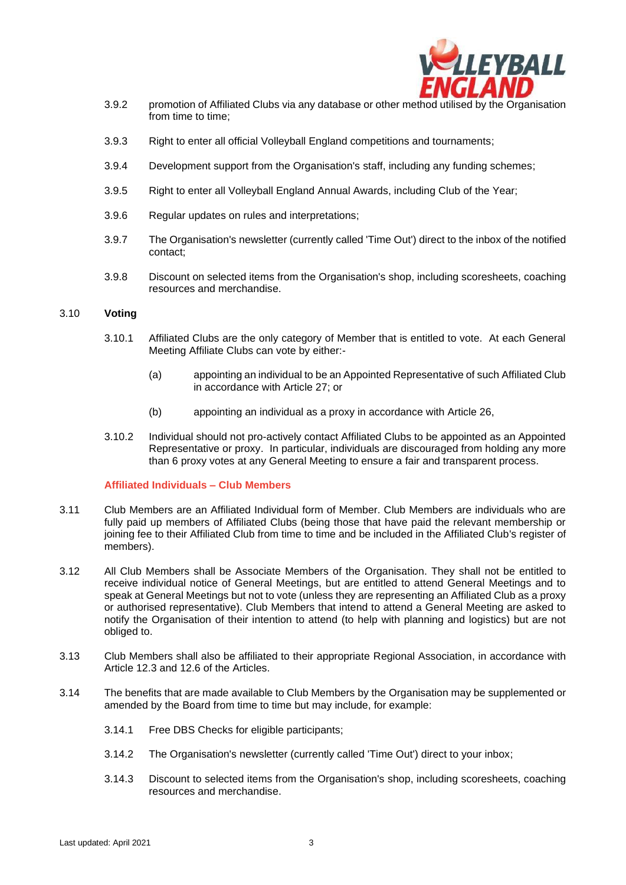3.9.2 promotion of Affiliated Clubs via any database or other method utilised by the Organisation from time to time;

3.9.3 Right to enter all official Volleyball England competitions and tournaments;

3.9.4 Development support from the Organisation's staff, including any funding schemes;

3.9.5 Right to enter all Volleyball England Annual Awards, including Club of the Year;

3.9.6 Regular updates on rules and interpretations;

3.9.7 The Organisation's newsletter (currently called 'Time Out') direct to the inbox of the notified contact;

3.9.8 Discount on selected items from the Organisation's shop, including scoresheets, coaching resources and merchandise.

3.10 **Voting**

3.10.1 Affiliated Clubs are the only category of Member that is entitled to vote. At each General Meeting Affiliate Clubs can vote by either:-

(a) appointing an individual to be an Appointed Representative of such Affiliated Club in accordance with Article 27; or

(b) appointing an individual as a proxy in accordance with Article 26,

3.10.2 Individual should not pro-actively contact Affiliated Clubs to be appointed as an Appointed Representative or proxy. In particular, individuals are discouraged from holding any more than 6 proxy votes at any General Meeting to ensure a fair and transparent process.

**Affiliated Individuals – Club Members**

3.11 Club Members are an Affiliated Individual form of Member. Club Members are individuals who are fully paid up members of Affiliated Clubs (being those that have paid the relevant membership or joining fee to their Affiliated Club from time to time and be included in the Affiliated Club's register of members).

3.12 All Club Members shall be Associate Members of the Organisation. They shall not be entitled to receive individual notice of General Meetings, but are entitled to attend General Meetings and to speak at General Meetings but not to vote (unless they are representing an Affiliated Club as a proxy or authorised representative). Club Members that intend to attend a General Meeting are asked to notify the Organisation of their intention to attend (to help with planning and logistics) but are not obliged to.

3.13 Club Members shall also be affiliated to their appropriate Regional Association, in accordance with Article 12.3 and 12.6 of the Articles.

3.14 The benefits that are made available to Club Members by the Organisation may be supplemented or amended by the Board from time to time but may include, for example:

3.14.1 Free DBS Checks for eligible participants;

3.14.2 The Organisation's newsletter (currently called 'Time Out') direct to your inbox;

3.14.3 Discount to selected items from the Organisation's shop, including scoresheets, coaching resources and merchandise.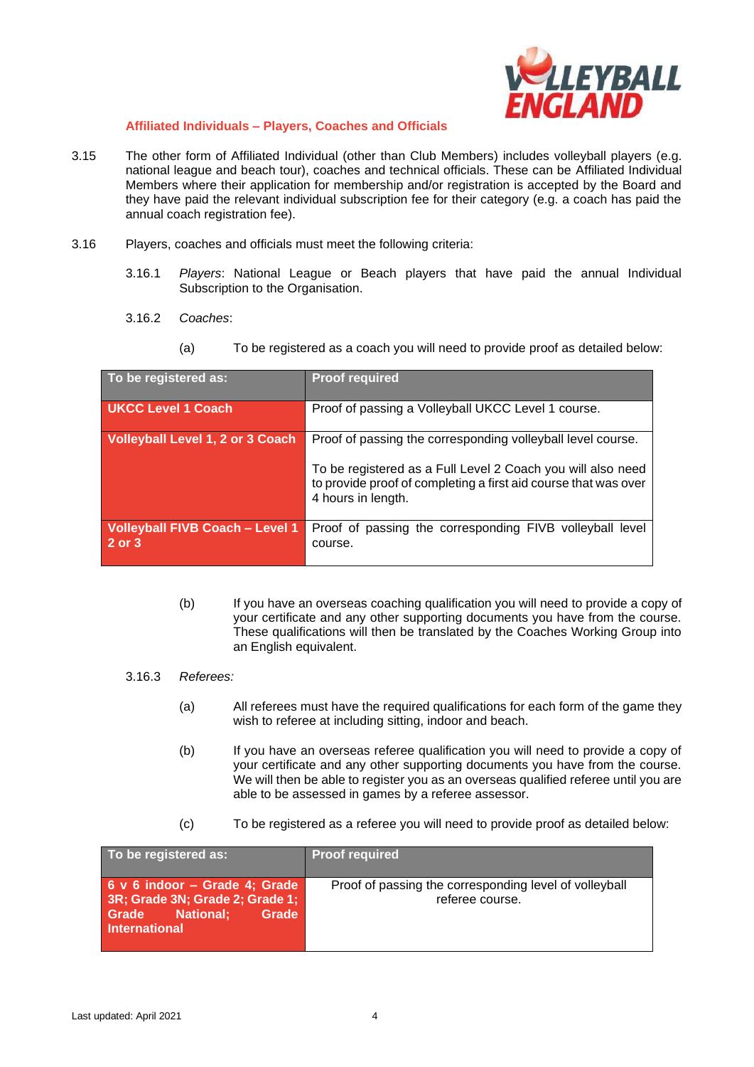### Affiliated Individuals – Players, Coaches and Officials

3.15 The other form of Affiliated Individual (other than Club Members) includes volleyball players (e.g. national league and beach tour), coaches and technical officials. These can be Affiliated Individual Members where their application for membership and/or registration is accepted by the Board and they have paid the relevant individual subscription fee for their category (e.g. a coach has paid the annual coach registration fee).

3.16 Players, coaches and officials must meet the following criteria:

3.16.1 *Players*: National League or Beach players that have paid the annual Individual Subscription to the Organisation.

3.16.2 *Coaches*:

(a) To be registered as a coach you will need to provide proof as detailed below:

| To be registered as: | Proof required |
|---|---|
| **UKCC Level 1 Coach** | Proof of passing a Volleyball UKCC Level 1 course. |
| **Volleyball Level 1, 2 or 3 Coach** | Proof of passing the corresponding volleyball level course.<br><br>To be registered as a Full Level 2 Coach you will also need to provide proof of completing a first aid course that was over 4 hours in length. |
| **Volleyball FIVB Coach – Level 1 2 or 3** | Proof of passing the corresponding FIVB volleyball level course. |

(b) If you have an overseas coaching qualification you will need to provide a copy of your certificate and any other supporting documents you have from the course. These qualifications will then be translated by the Coaches Working Group into an English equivalent.

3.16.3 *Referees:*

(a) All referees must have the required qualifications for each form of the game they wish to referee at including sitting, indoor and beach.

(b) If you have an overseas referee qualification you will need to provide a copy of your certificate and any other supporting documents you have from the course. We will then be able to register you as an overseas qualified referee until you are able to be assessed in games by a referee assessor.

(c) To be registered as a referee you will need to provide proof as detailed below:

| To be registered as: | Proof required |
|---|---|
| **6 v 6 indoor – Grade 4; Grade 3R; Grade 3N; Grade 2; Grade 1; Grade National; Grade International** | Proof of passing the corresponding level of volleyball referee course. |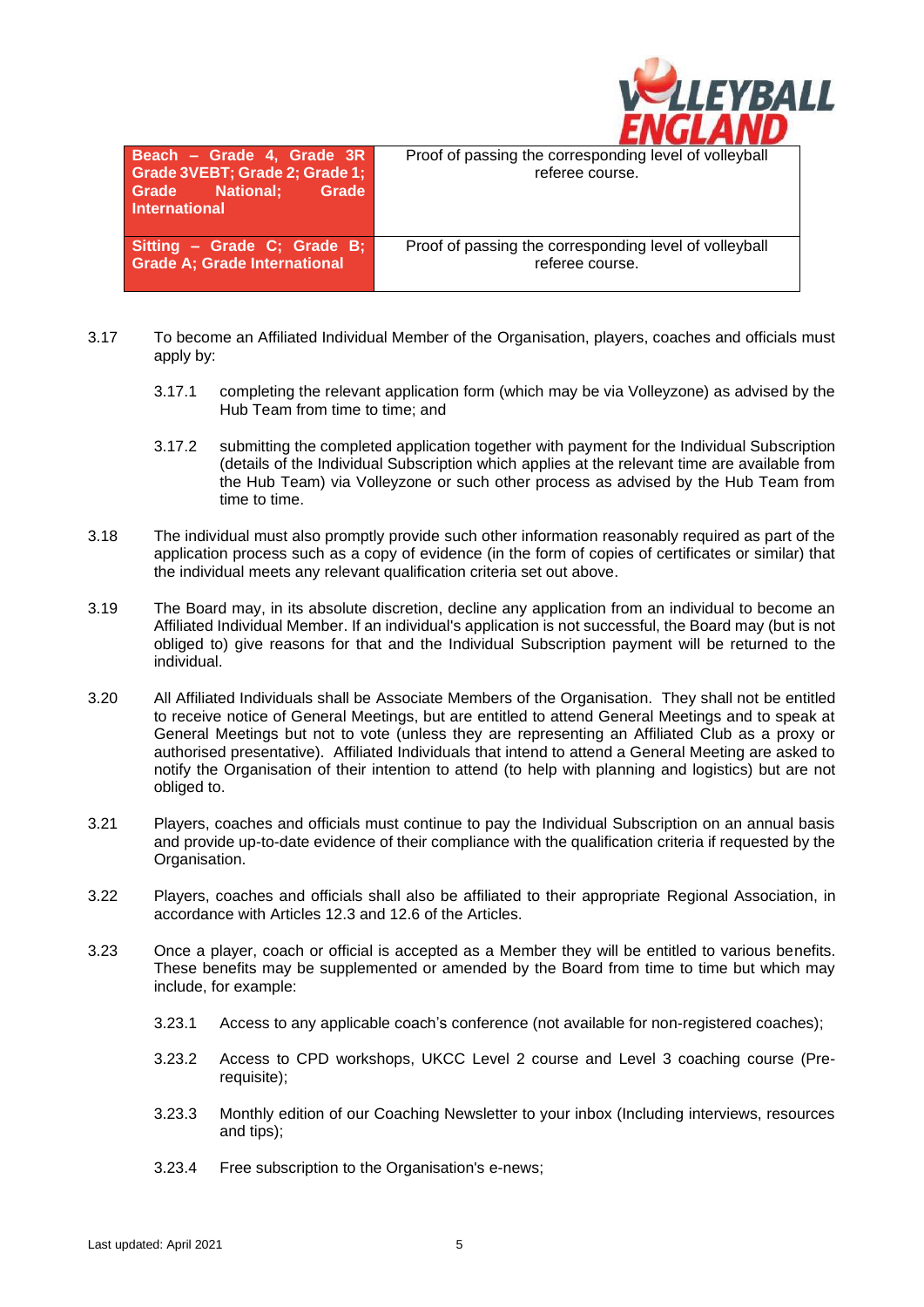| | |
|---|---|
| **Beach – Grade 4, Grade 3R Grade 3VEBT; Grade 2; Grade 1; Grade National; Grade International** | Proof of passing the corresponding level of volleyball referee course. |
| **Sitting – Grade C; Grade B; Grade A; Grade International** | Proof of passing the corresponding level of volleyball referee course. |

3.17 To become an Affiliated Individual Member of the Organisation, players, coaches and officials must apply by:

3.17.1 completing the relevant application form (which may be via Volleyzone) as advised by the Hub Team from time to time; and

3.17.2 submitting the completed application together with payment for the Individual Subscription (details of the Individual Subscription which applies at the relevant time are available from the Hub Team) via Volleyzone or such other process as advised by the Hub Team from time to time.

3.18 The individual must also promptly provide such other information reasonably required as part of the application process such as a copy of evidence (in the form of copies of certificates or similar) that the individual meets any relevant qualification criteria set out above.

3.19 The Board may, in its absolute discretion, decline any application from an individual to become an Affiliated Individual Member. If an individual's application is not successful, the Board may (but is not obliged to) give reasons for that and the Individual Subscription payment will be returned to the individual.

3.20 All Affiliated Individuals shall be Associate Members of the Organisation. They shall not be entitled to receive notice of General Meetings, but are entitled to attend General Meetings and to speak at General Meetings but not to vote (unless they are representing an Affiliated Club as a proxy or authorised presentative). Affiliated Individuals that intend to attend a General Meeting are asked to notify the Organisation of their intention to attend (to help with planning and logistics) but are not obliged to.

3.21 Players, coaches and officials must continue to pay the Individual Subscription on an annual basis and provide up-to-date evidence of their compliance with the qualification criteria if requested by the Organisation.

3.22 Players, coaches and officials shall also be affiliated to their appropriate Regional Association, in accordance with Articles 12.3 and 12.6 of the Articles.

3.23 Once a player, coach or official is accepted as a Member they will be entitled to various benefits. These benefits may be supplemented or amended by the Board from time to time but which may include, for example:

3.23.1 Access to any applicable coach's conference (not available for non-registered coaches);

3.23.2 Access to CPD workshops, UKCC Level 2 course and Level 3 coaching course (Pre-requisite);

3.23.3 Monthly edition of our Coaching Newsletter to your inbox (Including interviews, resources and tips);

3.23.4 Free subscription to the Organisation's e-news;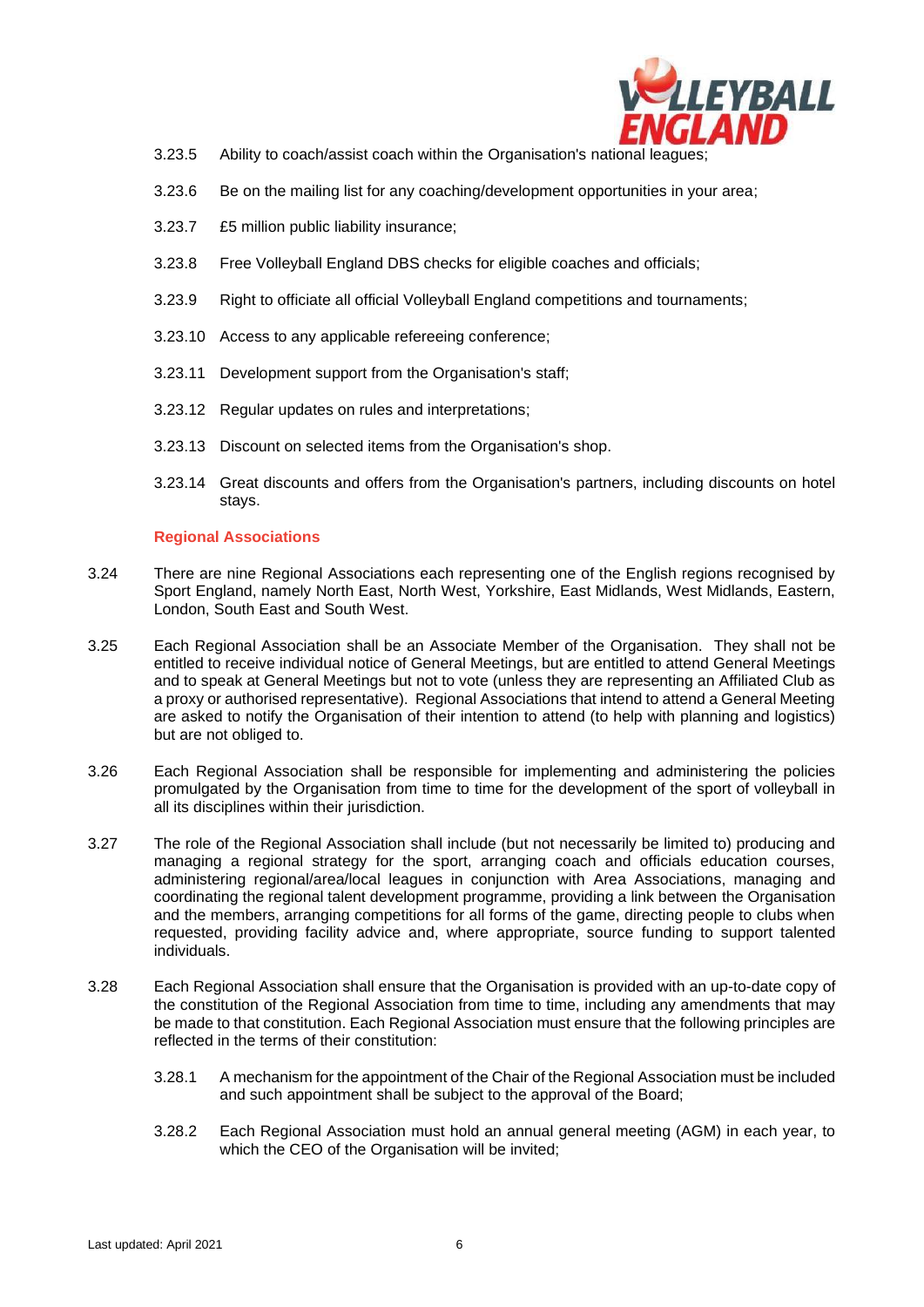3.23.5 Ability to coach/assist coach within the Organisation's national leagues;

3.23.6 Be on the mailing list for any coaching/development opportunities in your area;

3.23.7 £5 million public liability insurance;

3.23.8 Free Volleyball England DBS checks for eligible coaches and officials;

3.23.9 Right to officiate all official Volleyball England competitions and tournaments;

3.23.10 Access to any applicable refereeing conference;

3.23.11 Development support from the Organisation's staff;

3.23.12 Regular updates on rules and interpretations;

3.23.13 Discount on selected items from the Organisation's shop.

3.23.14 Great discounts and offers from the Organisation's partners, including discounts on hotel stays.

### Regional Associations

3.24 There are nine Regional Associations each representing one of the English regions recognised by Sport England, namely North East, North West, Yorkshire, East Midlands, West Midlands, Eastern, London, South East and South West.

3.25 Each Regional Association shall be an Associate Member of the Organisation. They shall not be entitled to receive individual notice of General Meetings, but are entitled to attend General Meetings and to speak at General Meetings but not to vote (unless they are representing an Affiliated Club as a proxy or authorised representative). Regional Associations that intend to attend a General Meeting are asked to notify the Organisation of their intention to attend (to help with planning and logistics) but are not obliged to.

3.26 Each Regional Association shall be responsible for implementing and administering the policies promulgated by the Organisation from time to time for the development of the sport of volleyball in all its disciplines within their jurisdiction.

3.27 The role of the Regional Association shall include (but not necessarily be limited to) producing and managing a regional strategy for the sport, arranging coach and officials education courses, administering regional/area/local leagues in conjunction with Area Associations, managing and coordinating the regional talent development programme, providing a link between the Organisation and the members, arranging competitions for all forms of the game, directing people to clubs when requested, providing facility advice and, where appropriate, source funding to support talented individuals.

3.28 Each Regional Association shall ensure that the Organisation is provided with an up-to-date copy of the constitution of the Regional Association from time to time, including any amendments that may be made to that constitution. Each Regional Association must ensure that the following principles are reflected in the terms of their constitution:

3.28.1 A mechanism for the appointment of the Chair of the Regional Association must be included and such appointment shall be subject to the approval of the Board;

3.28.2 Each Regional Association must hold an annual general meeting (AGM) in each year, to which the CEO of the Organisation will be invited;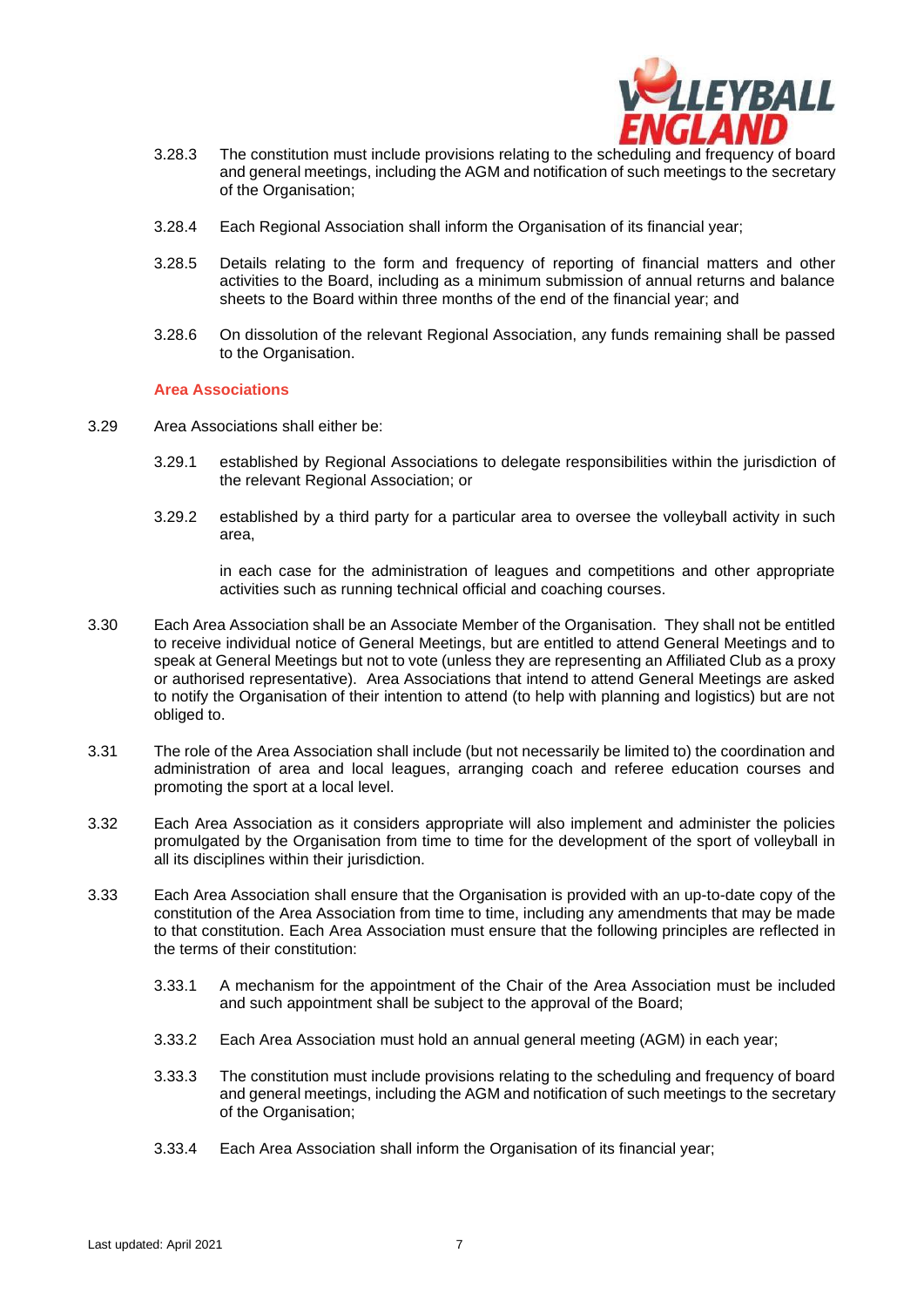3.28.3 The constitution must include provisions relating to the scheduling and frequency of board and general meetings, including the AGM and notification of such meetings to the secretary of the Organisation;

3.28.4 Each Regional Association shall inform the Organisation of its financial year;

3.28.5 Details relating to the form and frequency of reporting of financial matters and other activities to the Board, including as a minimum submission of annual returns and balance sheets to the Board within three months of the end of the financial year; and

3.28.6 On dissolution of the relevant Regional Association, any funds remaining shall be passed to the Organisation.

**Area Associations**

3.29 Area Associations shall either be:

3.29.1 established by Regional Associations to delegate responsibilities within the jurisdiction of the relevant Regional Association; or

3.29.2 established by a third party for a particular area to oversee the volleyball activity in such area,

in each case for the administration of leagues and competitions and other appropriate activities such as running technical official and coaching courses.

3.30 Each Area Association shall be an Associate Member of the Organisation. They shall not be entitled to receive individual notice of General Meetings, but are entitled to attend General Meetings and to speak at General Meetings but not to vote (unless they are representing an Affiliated Club as a proxy or authorised representative). Area Associations that intend to attend General Meetings are asked to notify the Organisation of their intention to attend (to help with planning and logistics) but are not obliged to.

3.31 The role of the Area Association shall include (but not necessarily be limited to) the coordination and administration of area and local leagues, arranging coach and referee education courses and promoting the sport at a local level.

3.32 Each Area Association as it considers appropriate will also implement and administer the policies promulgated by the Organisation from time to time for the development of the sport of volleyball in all its disciplines within their jurisdiction.

3.33 Each Area Association shall ensure that the Organisation is provided with an up-to-date copy of the constitution of the Area Association from time to time, including any amendments that may be made to that constitution. Each Area Association must ensure that the following principles are reflected in the terms of their constitution:

3.33.1 A mechanism for the appointment of the Chair of the Area Association must be included and such appointment shall be subject to the approval of the Board;

3.33.2 Each Area Association must hold an annual general meeting (AGM) in each year;

3.33.3 The constitution must include provisions relating to the scheduling and frequency of board and general meetings, including the AGM and notification of such meetings to the secretary of the Organisation;

3.33.4 Each Area Association shall inform the Organisation of its financial year;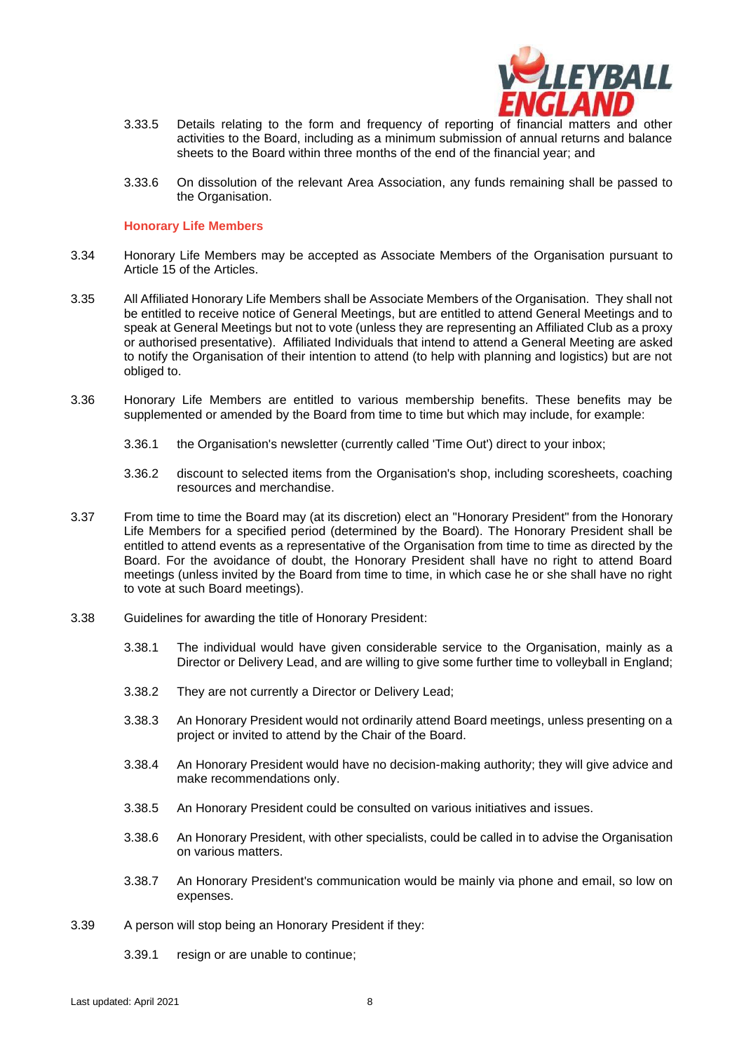3.33.5 Details relating to the form and frequency of reporting of financial matters and other activities to the Board, including as a minimum submission of annual returns and balance sheets to the Board within three months of the end of the financial year; and

3.33.6 On dissolution of the relevant Area Association, any funds remaining shall be passed to the Organisation.

### Honorary Life Members

3.34 Honorary Life Members may be accepted as Associate Members of the Organisation pursuant to Article 15 of the Articles.

3.35 All Affiliated Honorary Life Members shall be Associate Members of the Organisation. They shall not be entitled to receive notice of General Meetings, but are entitled to attend General Meetings and to speak at General Meetings but not to vote (unless they are representing an Affiliated Club as a proxy or authorised presentative). Affiliated Individuals that intend to attend a General Meeting are asked to notify the Organisation of their intention to attend (to help with planning and logistics) but are not obliged to.

3.36 Honorary Life Members are entitled to various membership benefits. These benefits may be supplemented or amended by the Board from time to time but which may include, for example:

3.36.1 the Organisation's newsletter (currently called 'Time Out') direct to your inbox;

3.36.2 discount to selected items from the Organisation's shop, including scoresheets, coaching resources and merchandise.

3.37 From time to time the Board may (at its discretion) elect an "Honorary President" from the Honorary Life Members for a specified period (determined by the Board). The Honorary President shall be entitled to attend events as a representative of the Organisation from time to time as directed by the Board. For the avoidance of doubt, the Honorary President shall have no right to attend Board meetings (unless invited by the Board from time to time, in which case he or she shall have no right to vote at such Board meetings).

3.38 Guidelines for awarding the title of Honorary President:

3.38.1 The individual would have given considerable service to the Organisation, mainly as a Director or Delivery Lead, and are willing to give some further time to volleyball in England;

3.38.2 They are not currently a Director or Delivery Lead;

3.38.3 An Honorary President would not ordinarily attend Board meetings, unless presenting on a project or invited to attend by the Chair of the Board.

3.38.4 An Honorary President would have no decision-making authority; they will give advice and make recommendations only.

3.38.5 An Honorary President could be consulted on various initiatives and issues.

3.38.6 An Honorary President, with other specialists, could be called in to advise the Organisation on various matters.

3.38.7 An Honorary President's communication would be mainly via phone and email, so low on expenses.

3.39 A person will stop being an Honorary President if they:

3.39.1 resign or are unable to continue;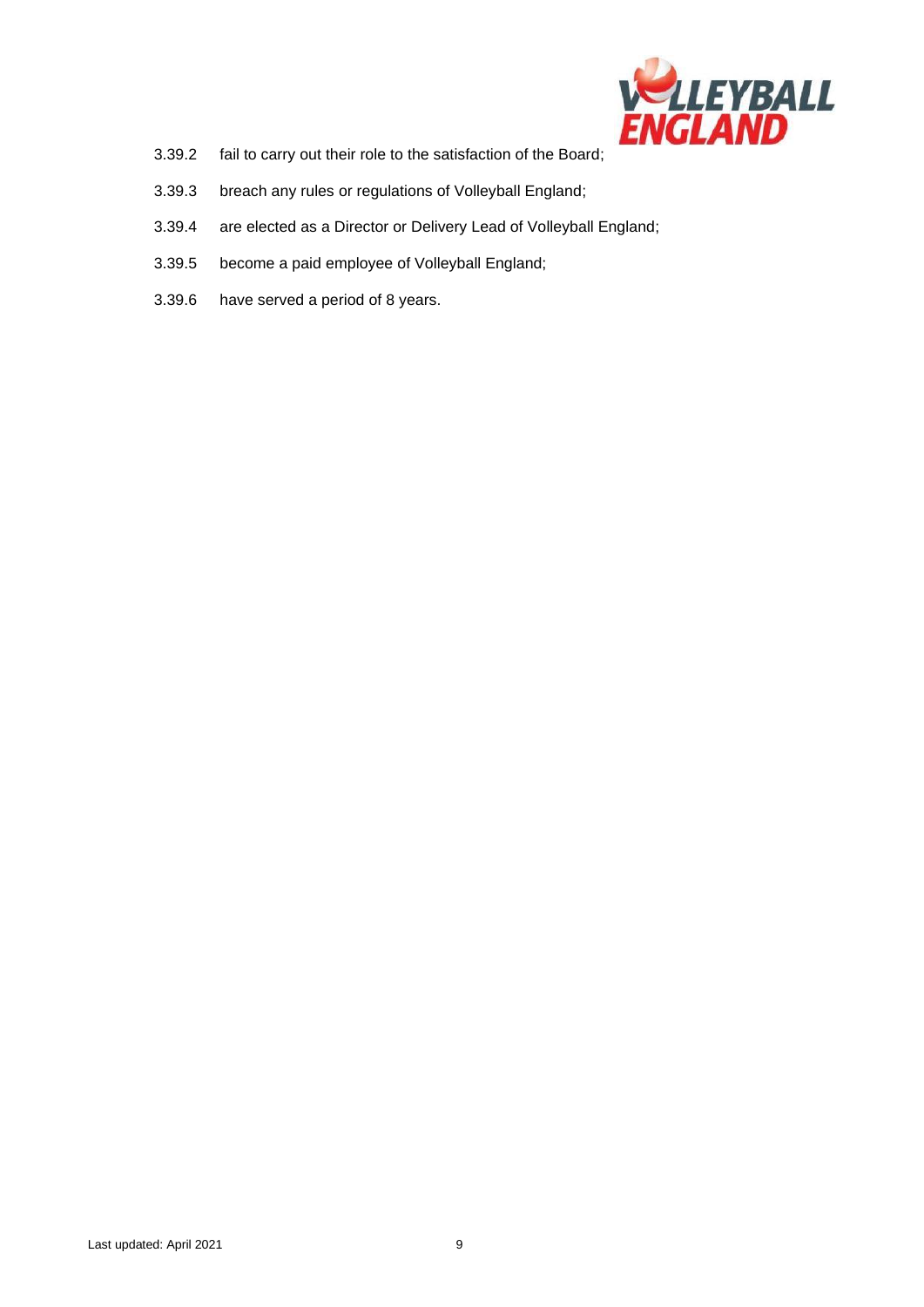3.39.2 fail to carry out their role to the satisfaction of the Board;

3.39.3 breach any rules or regulations of Volleyball England;

3.39.4 are elected as a Director or Delivery Lead of Volleyball England;

3.39.5 become a paid employee of Volleyball England;

3.39.6 have served a period of 8 years.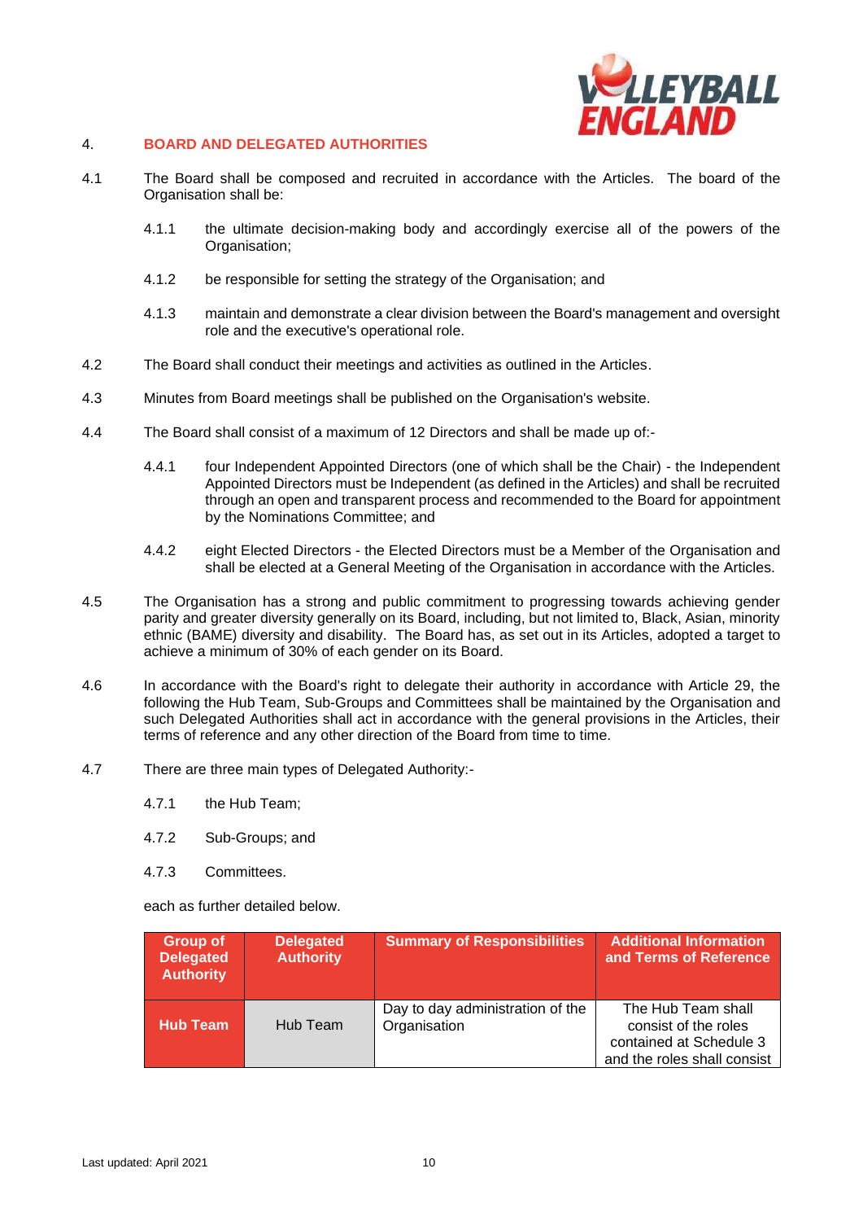## 4. BOARD AND DELEGATED AUTHORITIES

4.1 The Board shall be composed and recruited in accordance with the Articles. The board of the Organisation shall be:

4.1.1 the ultimate decision-making body and accordingly exercise all of the powers of the Organisation;

4.1.2 be responsible for setting the strategy of the Organisation; and

4.1.3 maintain and demonstrate a clear division between the Board's management and oversight role and the executive's operational role.

4.2 The Board shall conduct their meetings and activities as outlined in the Articles.

4.3 Minutes from Board meetings shall be published on the Organisation's website.

4.4 The Board shall consist of a maximum of 12 Directors and shall be made up of:-

4.4.1 four Independent Appointed Directors (one of which shall be the Chair) - the Independent Appointed Directors must be Independent (as defined in the Articles) and shall be recruited through an open and transparent process and recommended to the Board for appointment by the Nominations Committee; and

4.4.2 eight Elected Directors - the Elected Directors must be a Member of the Organisation and shall be elected at a General Meeting of the Organisation in accordance with the Articles.

4.5 The Organisation has a strong and public commitment to progressing towards achieving gender parity and greater diversity generally on its Board, including, but not limited to, Black, Asian, minority ethnic (BAME) diversity and disability. The Board has, as set out in its Articles, adopted a target to achieve a minimum of 30% of each gender on its Board.

4.6 In accordance with the Board's right to delegate their authority in accordance with Article 29, the following the Hub Team, Sub-Groups and Committees shall be maintained by the Organisation and such Delegated Authorities shall act in accordance with the general provisions in the Articles, their terms of reference and any other direction of the Board from time to time.

4.7 There are three main types of Delegated Authority:-

4.7.1 the Hub Team;

4.7.2 Sub-Groups; and

4.7.3 Committees.

each as further detailed below.

| Group of Delegated Authority | Delegated Authority | Summary of Responsibilities | Additional Information and Terms of Reference |
|---|---|---|---|
| Hub Team | Hub Team | Day to day administration of the Organisation | The Hub Team shall consist of the roles contained at Schedule 3 and the roles shall consist |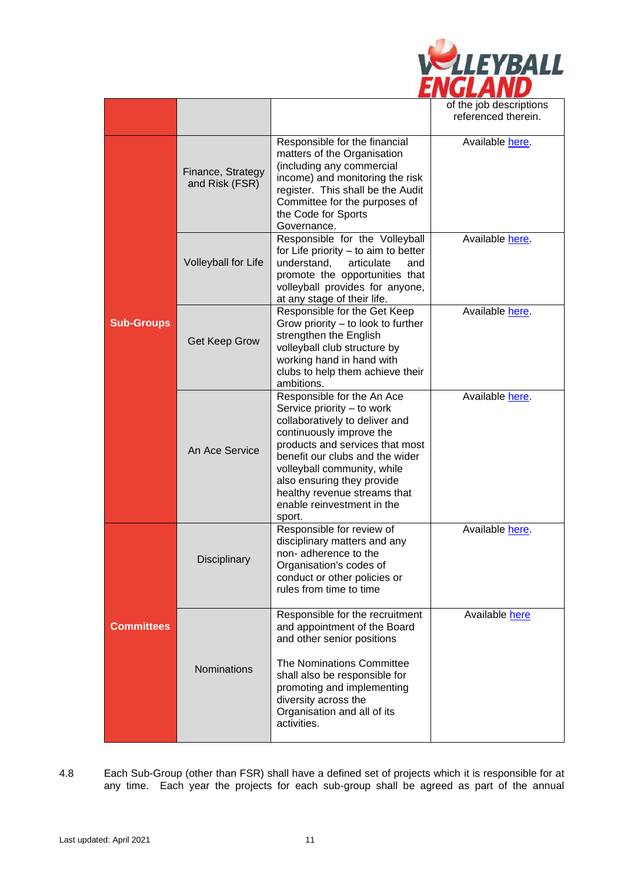| | | | |
|---|---|---|---|
| | | | of the job descriptions referenced therein. |
| **Sub-Groups** | Finance, Strategy and Risk (FSR) | Responsible for the financial matters of the Organisation (including any commercial income) and monitoring the risk register. This shall be the Audit Committee for the purposes of the Code for Sports Governance. | Available here. |
| | Volleyball for Life | Responsible for the Volleyball for Life priority – to aim to better understand, articulate and promote the opportunities that volleyball provides for anyone, at any stage of their life. | Available here. |
| | Get Keep Grow | Responsible for the Get Keep Grow priority – to look to further strengthen the English volleyball club structure by working hand in hand with clubs to help them achieve their ambitions. | Available here. |
| | An Ace Service | Responsible for the An Ace Service priority – to work collaboratively to deliver and continuously improve the products and services that most benefit our clubs and the wider volleyball community, while also ensuring they provide healthy revenue streams that enable reinvestment in the sport. | Available here. |
| **Committees** | Disciplinary | Responsible for review of disciplinary matters and any non- adherence to the Organisation's codes of conduct or other policies or rules from time to time | Available here. |
| | Nominations | Responsible for the recruitment and appointment of the Board and other senior positions<br><br>The Nominations Committee shall also be responsible for promoting and implementing diversity across the Organisation and all of its activities. | Available here |

4.8 Each Sub-Group (other than FSR) shall have a defined set of projects which it is responsible for at any time. Each year the projects for each sub-group shall be agreed as part of the annual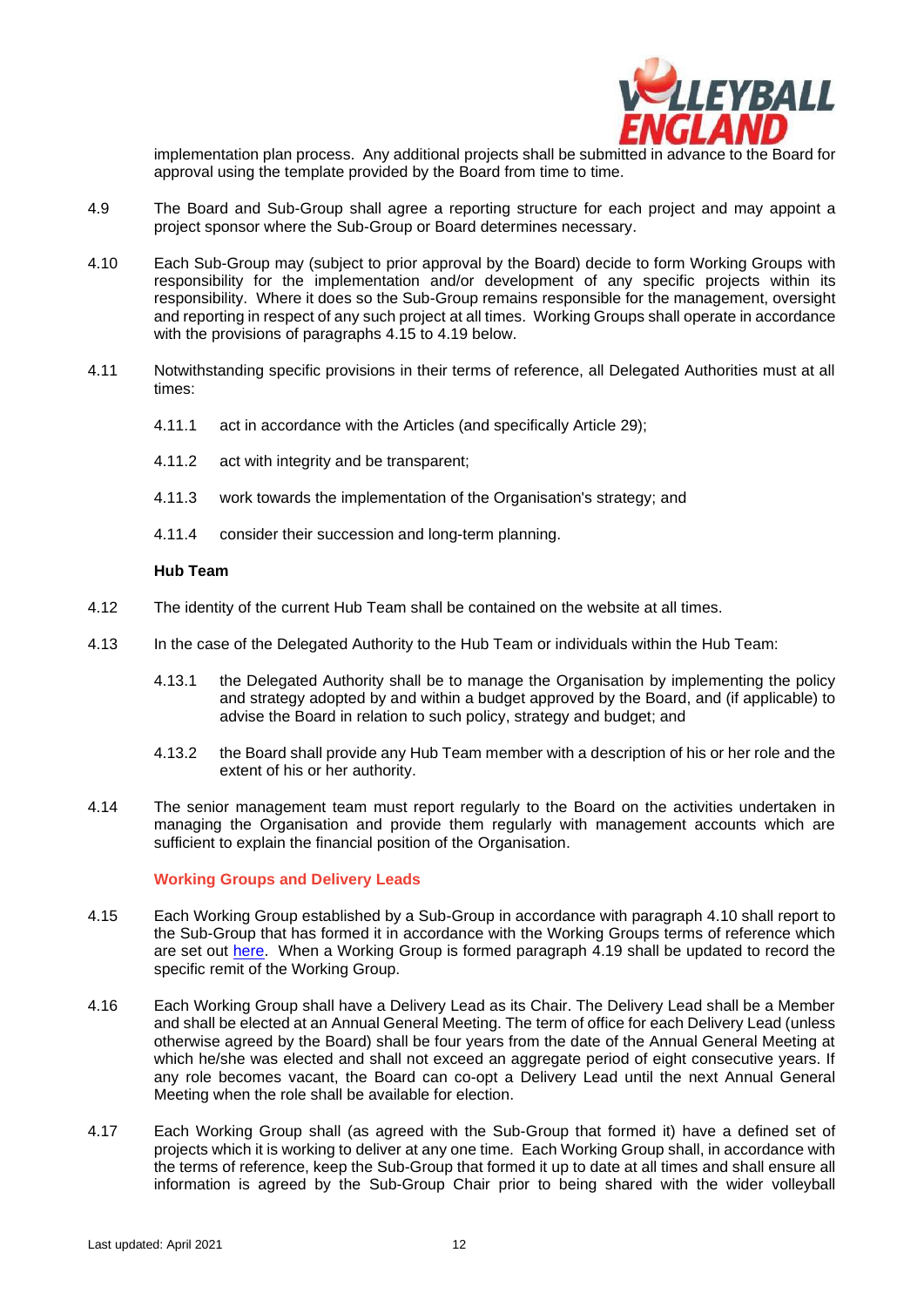implementation plan process. Any additional projects shall be submitted in advance to the Board for approval using the template provided by the Board from time to time.

4.9 The Board and Sub-Group shall agree a reporting structure for each project and may appoint a project sponsor where the Sub-Group or Board determines necessary.

4.10 Each Sub-Group may (subject to prior approval by the Board) decide to form Working Groups with responsibility for the implementation and/or development of any specific projects within its responsibility. Where it does so the Sub-Group remains responsible for the management, oversight and reporting in respect of any such project at all times. Working Groups shall operate in accordance with the provisions of paragraphs 4.15 to 4.19 below.

4.11 Notwithstanding specific provisions in their terms of reference, all Delegated Authorities must at all times:

4.11.1 act in accordance with the Articles (and specifically Article 29);

4.11.2 act with integrity and be transparent;

4.11.3 work towards the implementation of the Organisation's strategy; and

4.11.4 consider their succession and long-term planning.

**Hub Team**

4.12 The identity of the current Hub Team shall be contained on the website at all times.

4.13 In the case of the Delegated Authority to the Hub Team or individuals within the Hub Team:

4.13.1 the Delegated Authority shall be to manage the Organisation by implementing the policy and strategy adopted by and within a budget approved by the Board, and (if applicable) to advise the Board in relation to such policy, strategy and budget; and

4.13.2 the Board shall provide any Hub Team member with a description of his or her role and the extent of his or her authority.

4.14 The senior management team must report regularly to the Board on the activities undertaken in managing the Organisation and provide them regularly with management accounts which are sufficient to explain the financial position of the Organisation.

**Working Groups and Delivery Leads**

4.15 Each Working Group established by a Sub-Group in accordance with paragraph 4.10 shall report to the Sub-Group that has formed it in accordance with the Working Groups terms of reference which are set out here. When a Working Group is formed paragraph 4.19 shall be updated to record the specific remit of the Working Group.

4.16 Each Working Group shall have a Delivery Lead as its Chair. The Delivery Lead shall be a Member and shall be elected at an Annual General Meeting. The term of office for each Delivery Lead (unless otherwise agreed by the Board) shall be four years from the date of the Annual General Meeting at which he/she was elected and shall not exceed an aggregate period of eight consecutive years. If any role becomes vacant, the Board can co-opt a Delivery Lead until the next Annual General Meeting when the role shall be available for election.

4.17 Each Working Group shall (as agreed with the Sub-Group that formed it) have a defined set of projects which it is working to deliver at any one time. Each Working Group shall, in accordance with the terms of reference, keep the Sub-Group that formed it up to date at all times and shall ensure all information is agreed by the Sub-Group Chair prior to being shared with the wider volleyball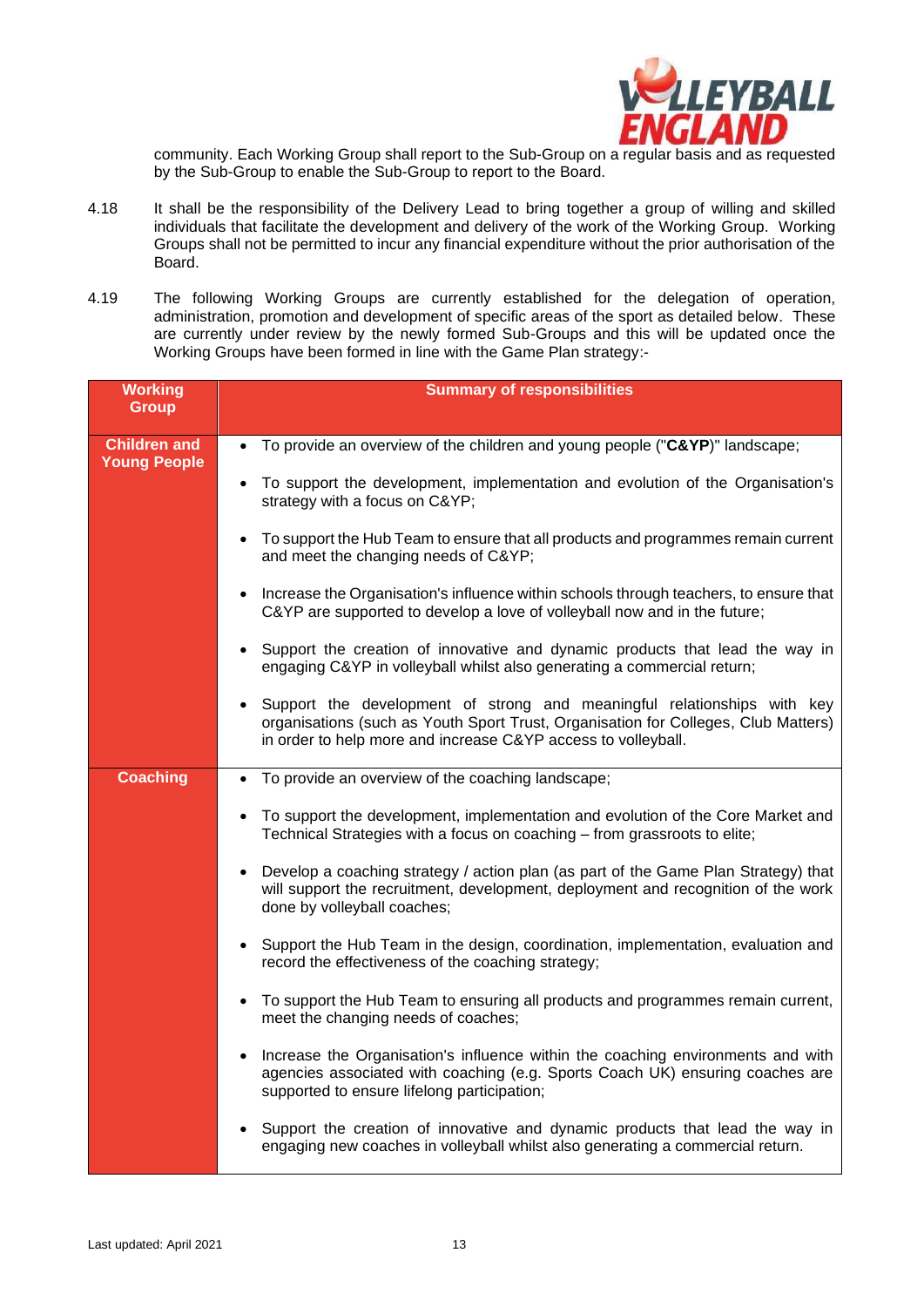community. Each Working Group shall report to the Sub-Group on a regular basis and as requested by the Sub-Group to enable the Sub-Group to report to the Board.

4.18 It shall be the responsibility of the Delivery Lead to bring together a group of willing and skilled individuals that facilitate the development and delivery of the work of the Working Group. Working Groups shall not be permitted to incur any financial expenditure without the prior authorisation of the Board.

4.19 The following Working Groups are currently established for the delegation of operation, administration, promotion and development of specific areas of the sport as detailed below. These are currently under review by the newly formed Sub-Groups and this will be updated once the Working Groups have been formed in line with the Game Plan strategy:-

| Working Group | Summary of responsibilities |
| --- | --- |
| **Children and Young People** | • To provide an overview of the children and young people ("**C&YP**)" landscape;<br>• To support the development, implementation and evolution of the Organisation's strategy with a focus on C&YP;<br>• To support the Hub Team to ensure that all products and programmes remain current and meet the changing needs of C&YP;<br>• Increase the Organisation's influence within schools through teachers, to ensure that C&YP are supported to develop a love of volleyball now and in the future;<br>• Support the creation of innovative and dynamic products that lead the way in engaging C&YP in volleyball whilst also generating a commercial return;<br>• Support the development of strong and meaningful relationships with key organisations (such as Youth Sport Trust, Organisation for Colleges, Club Matters) in order to help more and increase C&YP access to volleyball. |
| **Coaching** | • To provide an overview of the coaching landscape;<br>• To support the development, implementation and evolution of the Core Market and Technical Strategies with a focus on coaching – from grassroots to elite;<br>• Develop a coaching strategy / action plan (as part of the Game Plan Strategy) that will support the recruitment, development, deployment and recognition of the work done by volleyball coaches;<br>• Support the Hub Team in the design, coordination, implementation, evaluation and record the effectiveness of the coaching strategy;<br>• To support the Hub Team to ensuring all products and programmes remain current, meet the changing needs of coaches;<br>• Increase the Organisation's influence within the coaching environments and with agencies associated with coaching (e.g. Sports Coach UK) ensuring coaches are supported to ensure lifelong participation;<br>• Support the creation of innovative and dynamic products that lead the way in engaging new coaches in volleyball whilst also generating a commercial return. |

Last updated: April 2021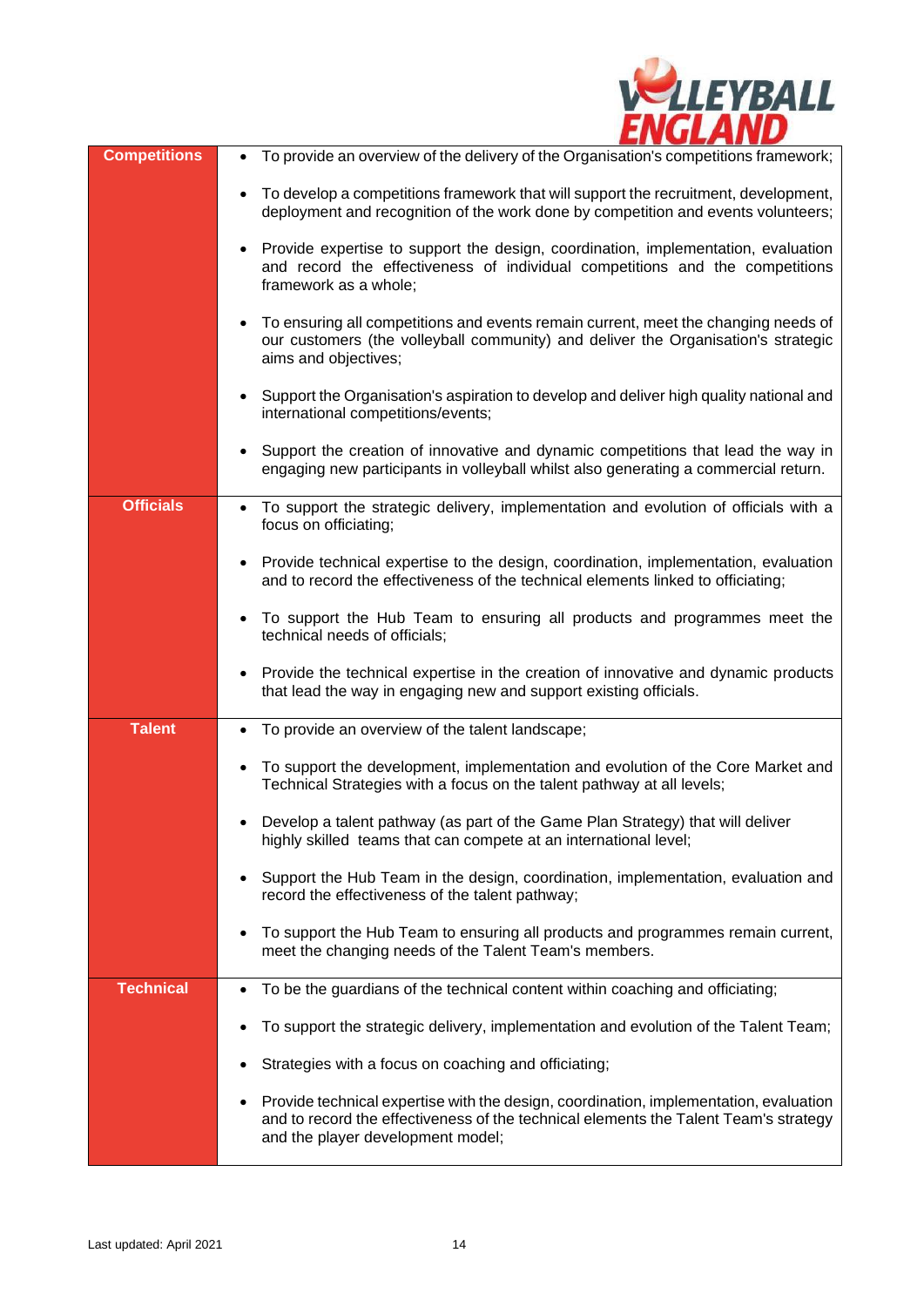| | |
|---|---|
| **Competitions** | • To provide an overview of the delivery of the Organisation's competitions framework;<br>• To develop a competitions framework that will support the recruitment, development, deployment and recognition of the work done by competition and events volunteers;<br>• Provide expertise to support the design, coordination, implementation, evaluation and record the effectiveness of individual competitions and the competitions framework as a whole;<br>• To ensuring all competitions and events remain current, meet the changing needs of our customers (the volleyball community) and deliver the Organisation's strategic aims and objectives;<br>• Support the Organisation's aspiration to develop and deliver high quality national and international competitions/events;<br>• Support the creation of innovative and dynamic competitions that lead the way in engaging new participants in volleyball whilst also generating a commercial return. |
| **Officials** | • To support the strategic delivery, implementation and evolution of officials with a focus on officiating;<br>• Provide technical expertise to the design, coordination, implementation, evaluation and to record the effectiveness of the technical elements linked to officiating;<br>• To support the Hub Team to ensuring all products and programmes meet the technical needs of officials;<br>• Provide the technical expertise in the creation of innovative and dynamic products that lead the way in engaging new and support existing officials. |
| **Talent** | • To provide an overview of the talent landscape;<br>• To support the development, implementation and evolution of the Core Market and Technical Strategies with a focus on the talent pathway at all levels;<br>• Develop a talent pathway (as part of the Game Plan Strategy) that will deliver highly skilled teams that can compete at an international level;<br>• Support the Hub Team in the design, coordination, implementation, evaluation and record the effectiveness of the talent pathway;<br>• To support the Hub Team to ensuring all products and programmes remain current, meet the changing needs of the Talent Team's members. |
| **Technical** | • To be the guardians of the technical content within coaching and officiating;<br>• To support the strategic delivery, implementation and evolution of the Talent Team;<br>• Strategies with a focus on coaching and officiating;<br>• Provide technical expertise with the design, coordination, implementation, evaluation and to record the effectiveness of the technical elements the Talent Team's strategy and the player development model; |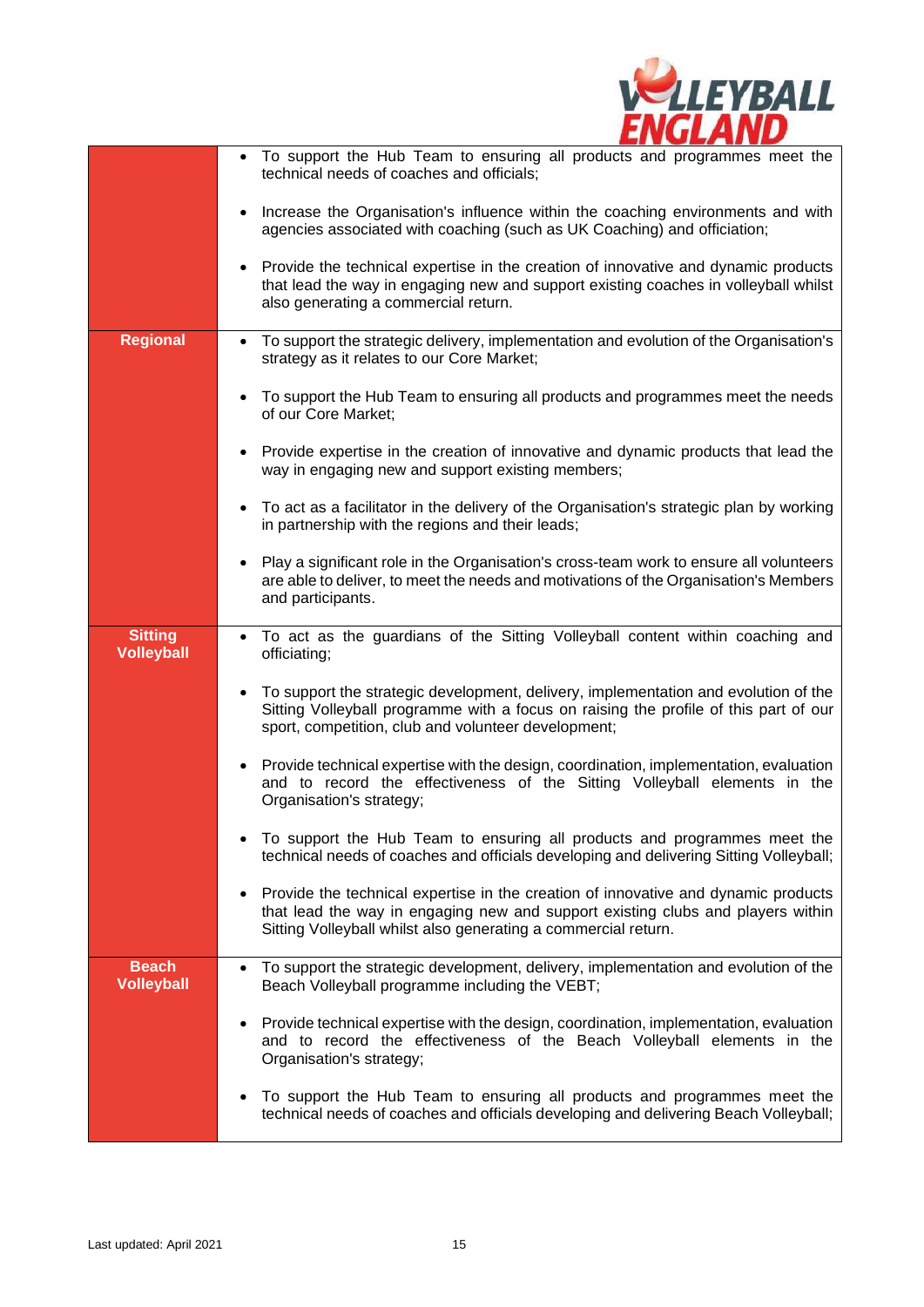| | |
|---|---|
| | • To support the Hub Team to ensuring all products and programmes meet the technical needs of coaches and officials;<br><br>• Increase the Organisation's influence within the coaching environments and with agencies associated with coaching (such as UK Coaching) and officiation;<br><br>• Provide the technical expertise in the creation of innovative and dynamic products that lead the way in engaging new and support existing coaches in volleyball whilst also generating a commercial return. |
| **Regional** | • To support the strategic delivery, implementation and evolution of the Organisation's strategy as it relates to our Core Market;<br><br>• To support the Hub Team to ensuring all products and programmes meet the needs of our Core Market;<br><br>• Provide expertise in the creation of innovative and dynamic products that lead the way in engaging new and support existing members;<br><br>• To act as a facilitator in the delivery of the Organisation's strategic plan by working in partnership with the regions and their leads;<br><br>• Play a significant role in the Organisation's cross-team work to ensure all volunteers are able to deliver, to meet the needs and motivations of the Organisation's Members and participants. |
| **Sitting Volleyball** | • To act as the guardians of the Sitting Volleyball content within coaching and officiating;<br><br>• To support the strategic development, delivery, implementation and evolution of the Sitting Volleyball programme with a focus on raising the profile of this part of our sport, competition, club and volunteer development;<br><br>• Provide technical expertise with the design, coordination, implementation, evaluation and to record the effectiveness of the Sitting Volleyball elements in the Organisation's strategy;<br><br>• To support the Hub Team to ensuring all products and programmes meet the technical needs of coaches and officials developing and delivering Sitting Volleyball;<br><br>• Provide the technical expertise in the creation of innovative and dynamic products that lead the way in engaging new and support existing clubs and players within Sitting Volleyball whilst also generating a commercial return. |
| **Beach Volleyball** | • To support the strategic development, delivery, implementation and evolution of the Beach Volleyball programme including the VEBT;<br><br>• Provide technical expertise with the design, coordination, implementation, evaluation and to record the effectiveness of the Beach Volleyball elements in the Organisation's strategy;<br><br>• To support the Hub Team to ensuring all products and programmes meet the technical needs of coaches and officials developing and delivering Beach Volleyball; |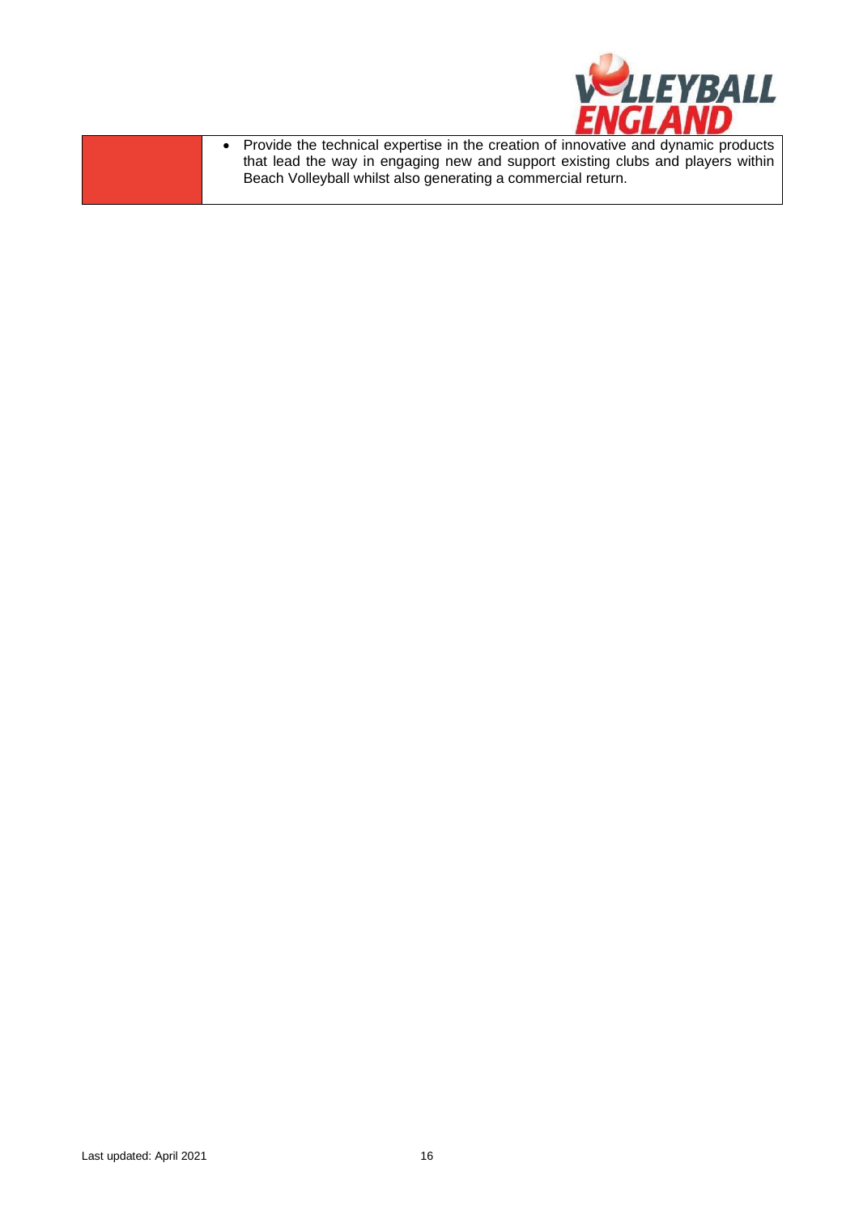| | |
|---|---|
| | • Provide the technical expertise in the creation of innovative and dynamic products that lead the way in engaging new and support existing clubs and players within Beach Volleyball whilst also generating a commercial return. |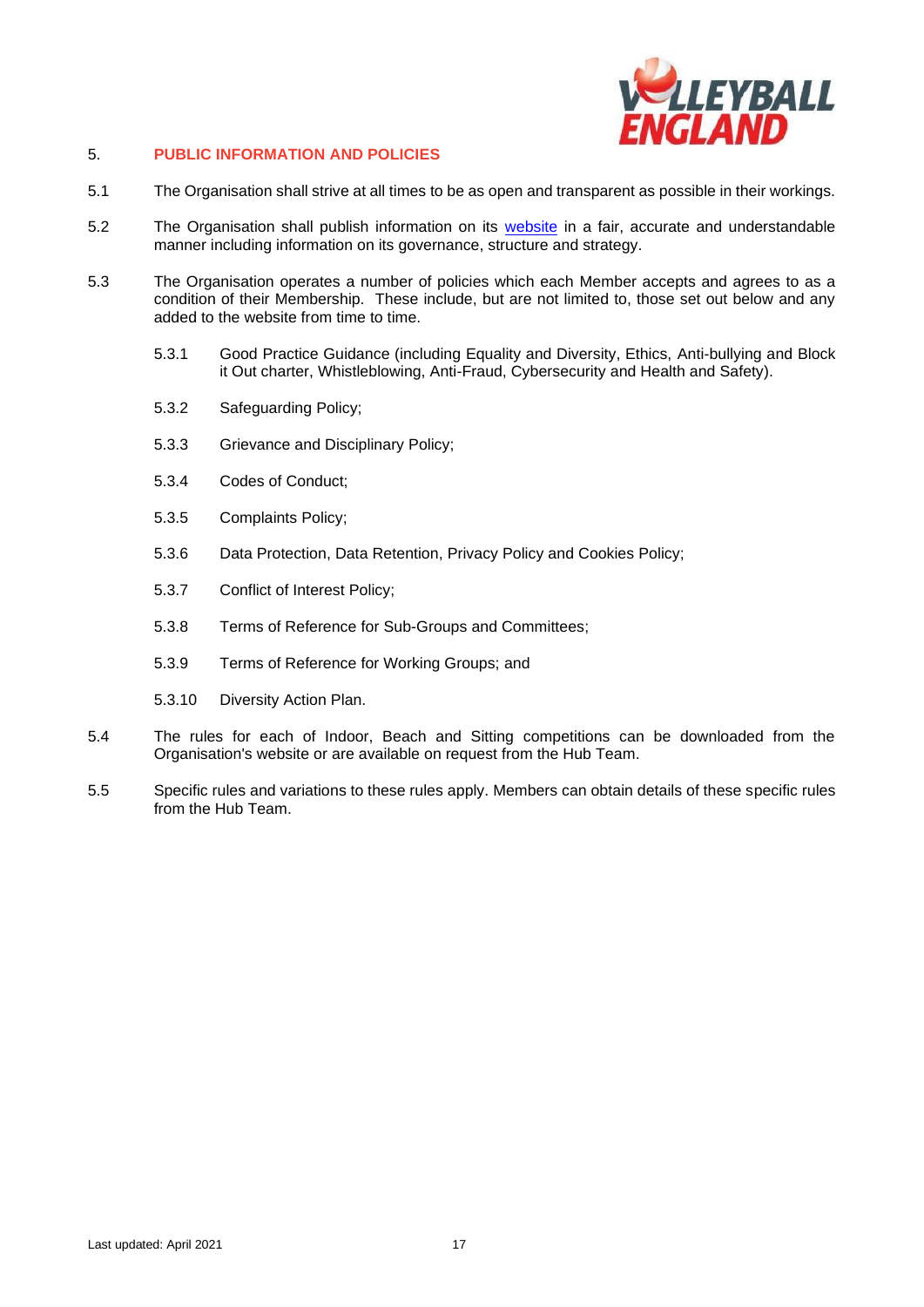## 5. PUBLIC INFORMATION AND POLICIES

5.1 The Organisation shall strive at all times to be as open and transparent as possible in their workings.

5.2 The Organisation shall publish information on its website in a fair, accurate and understandable manner including information on its governance, structure and strategy.

5.3 The Organisation operates a number of policies which each Member accepts and agrees to as a condition of their Membership. These include, but are not limited to, those set out below and any added to the website from time to time.

5.3.1 Good Practice Guidance (including Equality and Diversity, Ethics, Anti-bullying and Block it Out charter, Whistleblowing, Anti-Fraud, Cybersecurity and Health and Safety).

5.3.2 Safeguarding Policy;

5.3.3 Grievance and Disciplinary Policy;

5.3.4 Codes of Conduct;

5.3.5 Complaints Policy;

5.3.6 Data Protection, Data Retention, Privacy Policy and Cookies Policy;

5.3.7 Conflict of Interest Policy;

5.3.8 Terms of Reference for Sub-Groups and Committees;

5.3.9 Terms of Reference for Working Groups; and

5.3.10 Diversity Action Plan.

5.4 The rules for each of Indoor, Beach and Sitting competitions can be downloaded from the Organisation's website or are available on request from the Hub Team.

5.5 Specific rules and variations to these rules apply. Members can obtain details of these specific rules from the Hub Team.

Last updated: April 2021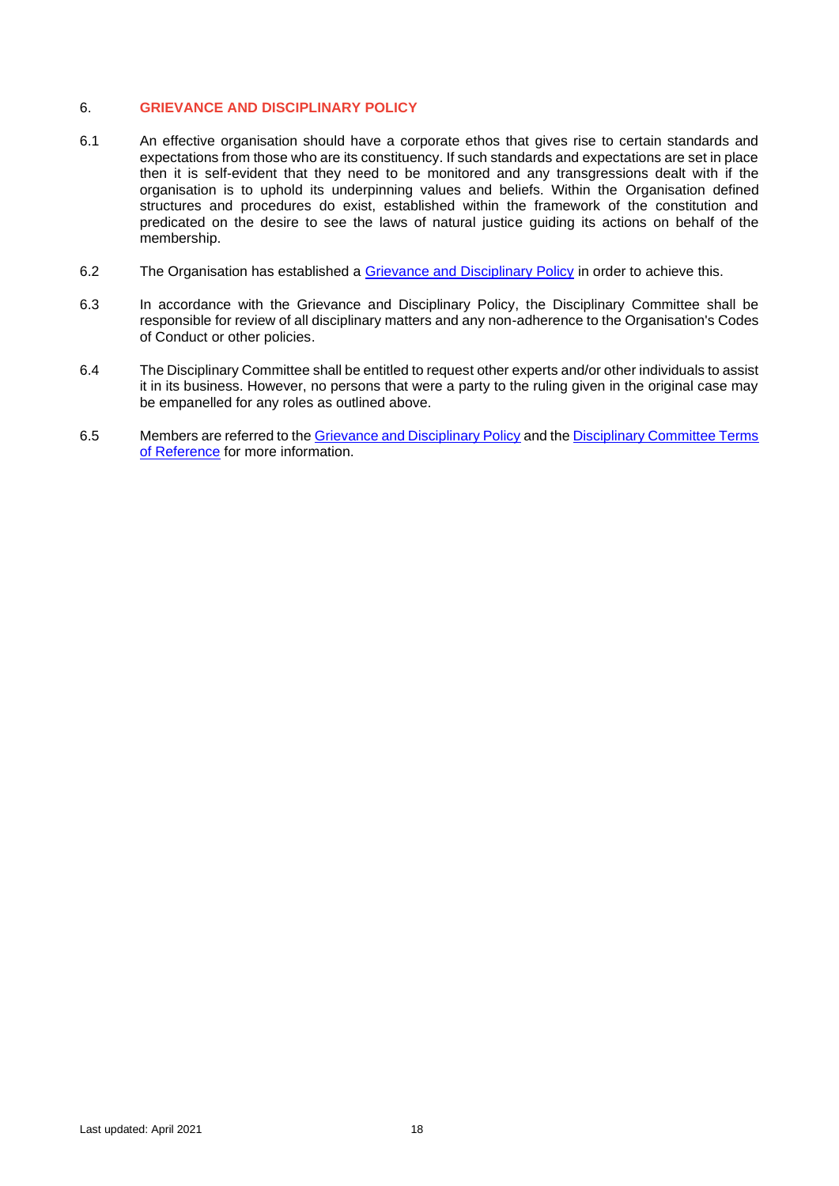## 6. GRIEVANCE AND DISCIPLINARY POLICY

6.1 An effective organisation should have a corporate ethos that gives rise to certain standards and expectations from those who are its constituency. If such standards and expectations are set in place then it is self-evident that they need to be monitored and any transgressions dealt with if the organisation is to uphold its underpinning values and beliefs. Within the Organisation defined structures and procedures do exist, established within the framework of the constitution and predicated on the desire to see the laws of natural justice guiding its actions on behalf of the membership.

6.2 The Organisation has established a Grievance and Disciplinary Policy in order to achieve this.

6.3 In accordance with the Grievance and Disciplinary Policy, the Disciplinary Committee shall be responsible for review of all disciplinary matters and any non-adherence to the Organisation's Codes of Conduct or other policies.

6.4 The Disciplinary Committee shall be entitled to request other experts and/or other individuals to assist it in its business. However, no persons that were a party to the ruling given in the original case may be empanelled for any roles as outlined above.

6.5 Members are referred to the Grievance and Disciplinary Policy and the Disciplinary Committee Terms of Reference for more information.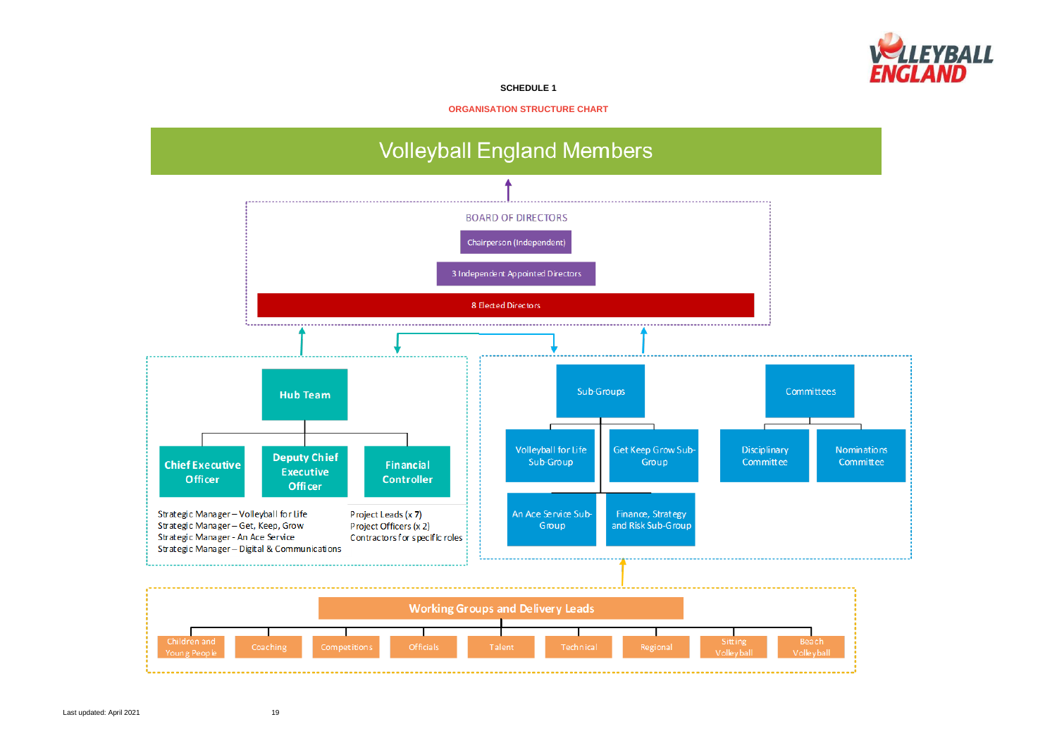**SCHEDULE 1**

**ORGANISATION STRUCTURE CHART**

# Volleyball England Members

## BOARD OF DIRECTORS

- Chairperson (Independent)
- 3 Independent Appointed Directors
- 8 Elected Directors

## Hub Team

- **Chief Executive Officer**
- **Deputy Chief Executive Officer**
- **Financial Controller**

Strategic Manager – Volleyball for Life
Strategic Manager – Get, Keep, Grow
Strategic Manager - An Ace Service
Strategic Manager – Digital & Communications

Project Leads (x 7)
Project Officers (x 2)
Contractors for specific roles

## Sub-Groups

- Volleyball for Life Sub-Group
- Get Keep Grow Sub-Group
- An Ace Service Sub-Group
- Finance, Strategy and Risk Sub-Group

## Committees

- Disciplinary Committee
- Nominations Committee

## Working Groups and Delivery Leads

- Children and Young People
- Coaching
- Competitions
- Officials
- Talent
- Technical
- Regional
- Sitting Volleyball
- Beach Volleyball

Last updated: April 2021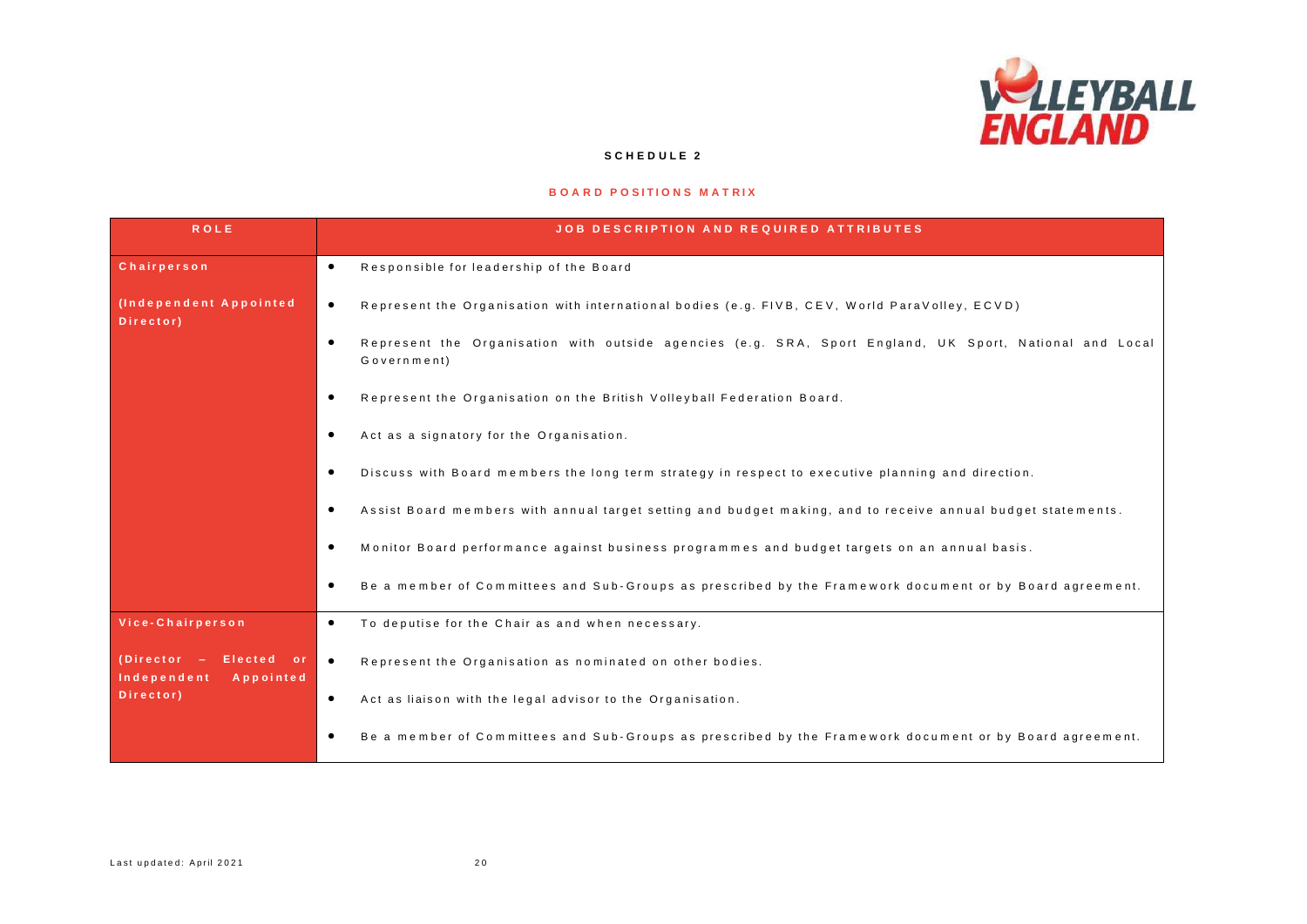**SCHEDULE 2**

**BOARD POSITIONS MATRIX**

| ROLE | JOB DESCRIPTION AND REQUIRED ATTRIBUTES |
|---|---|
| **Chairperson**<br><br>**(Independent Appointed Director)** | • Responsible for leadership of the Board<br>• Represent the Organisation with international bodies (e.g. FIVB, CEV, World ParaVolley, ECVD)<br>• Represent the Organisation with outside agencies (e.g. SRA, Sport England, UK Sport, National and Local Government)<br>• Represent the Organisation on the British Volleyball Federation Board.<br>• Act as a signatory for the Organisation.<br>• Discuss with Board members the long term strategy in respect to executive planning and direction.<br>• Assist Board members with annual target setting and budget making, and to receive annual budget statements.<br>• Monitor Board performance against business programmes and budget targets on an annual basis.<br>• Be a member of Committees and Sub-Groups as prescribed by the Framework document or by Board agreement. |
| **Vice-Chairperson**<br><br>**(Director – Elected or Independent Appointed Director)** | • To deputise for the Chair as and when necessary.<br>• Represent the Organisation as nominated on other bodies.<br>• Act as liaison with the legal advisor to the Organisation.<br>• Be a member of Committees and Sub-Groups as prescribed by the Framework document or by Board agreement. |

Last updated: April 2021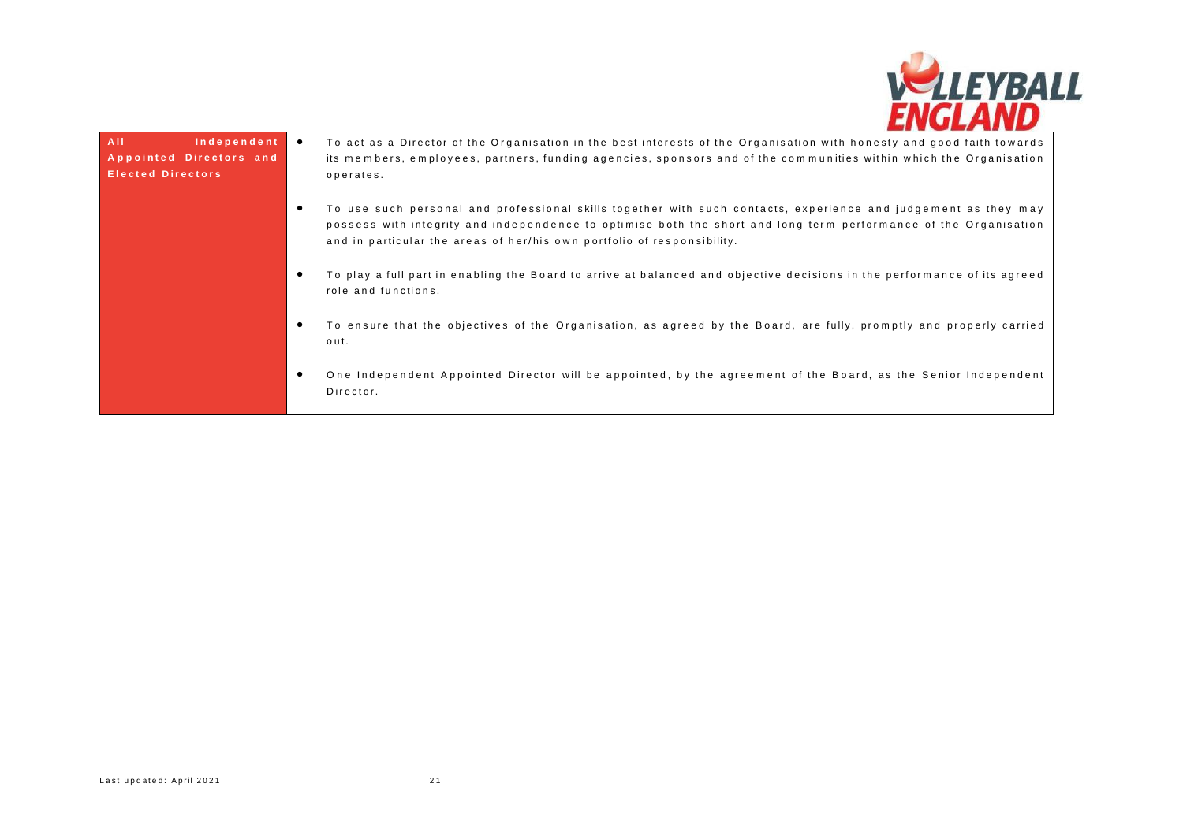| All Independent Appointed Directors and Elected Directors | <ul><li>To act as a Director of the Organisation in the best interests of the Organisation with honesty and good faith towards its members, employees, partners, funding agencies, sponsors and of the communities within which the Organisation operates.</li><li>To use such personal and professional skills together with such contacts, experience and judgement as they may possess with integrity and independence to optimise both the short and long term performance of the Organisation and in particular the areas of her/his own portfolio of responsibility.</li><li>To play a full part in enabling the Board to arrive at balanced and objective decisions in the performance of its agreed role and functions.</li><li>To ensure that the objectives of the Organisation, as agreed by the Board, are fully, promptly and properly carried out.</li><li>One Independent Appointed Director will be appointed, by the agreement of the Board, as the Senior Independent Director.</li></ul> |
|---|---|

Last updated: April 2021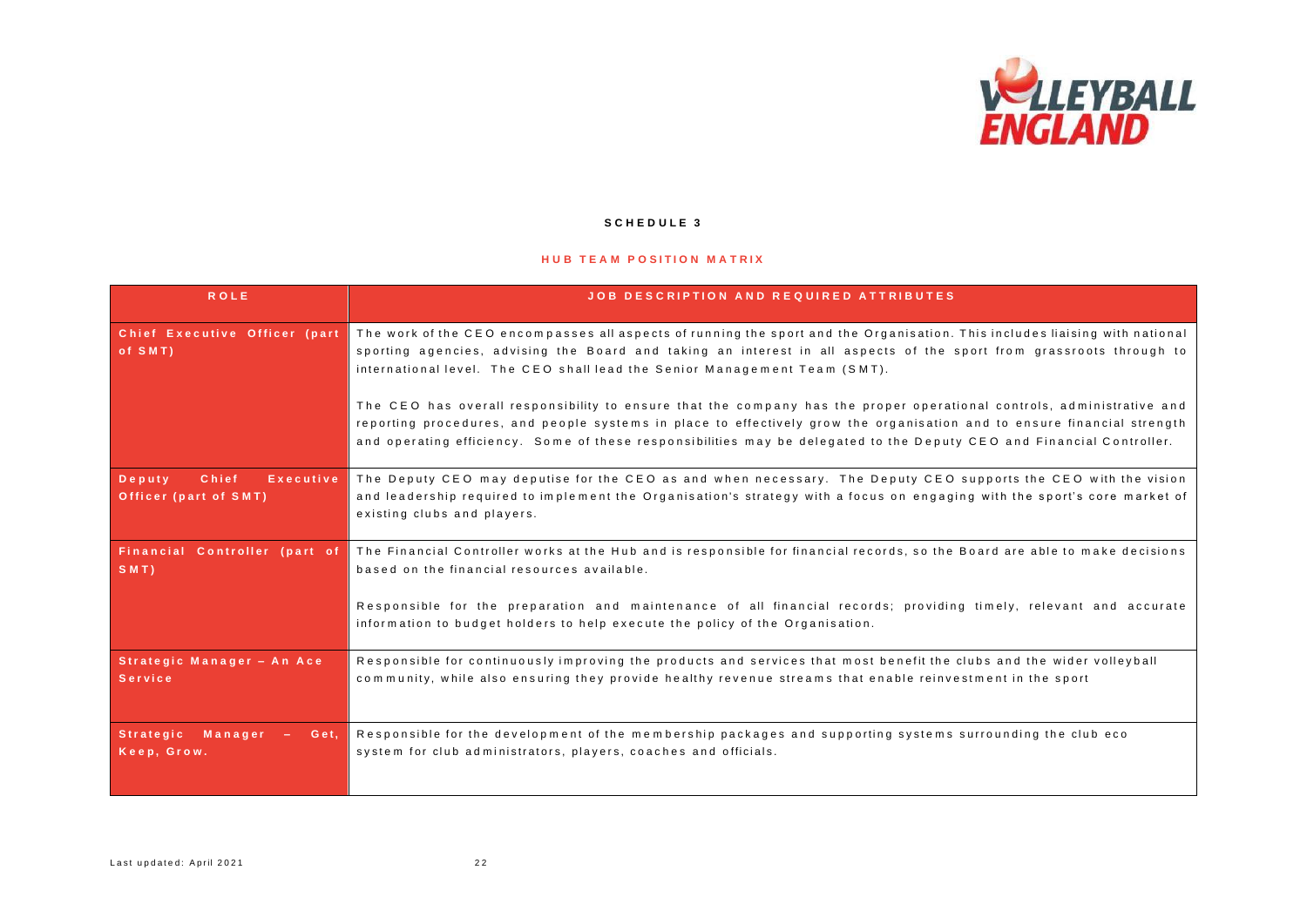## SCHEDULE 3

### HUB TEAM POSITION MATRIX

| ROLE | JOB DESCRIPTION AND REQUIRED ATTRIBUTES |
|---|---|
| Chief Executive Officer (part of SMT) | The work of the CEO encompasses all aspects of running the sport and the Organisation. This includes liaising with national sporting agencies, advising the Board and taking an interest in all aspects of the sport from grassroots through to international level. The CEO shall lead the Senior Management Team (SMT).<br><br>The CEO has overall responsibility to ensure that the company has the proper operational controls, administrative and reporting procedures, and people systems in place to effectively grow the organisation and to ensure financial strength and operating efficiency. Some of these responsibilities may be delegated to the Deputy CEO and Financial Controller. |
| Deputy Chief Executive Officer (part of SMT) | The Deputy CEO may deputise for the CEO as and when necessary. The Deputy CEO supports the CEO with the vision and leadership required to implement the Organisation's strategy with a focus on engaging with the sport's core market of existing clubs and players. |
| Financial Controller (part of SMT) | The Financial Controller works at the Hub and is responsible for financial records, so the Board are able to make decisions based on the financial resources available.<br><br>Responsible for the preparation and maintenance of all financial records; providing timely, relevant and accurate information to budget holders to help execute the policy of the Organisation. |
| Strategic Manager – An Ace Service | Responsible for continuously improving the products and services that most benefit the clubs and the wider volleyball community, while also ensuring they provide healthy revenue streams that enable reinvestment in the sport |
| Strategic Manager – Get, Keep, Grow. | Responsible for the development of the membership packages and supporting systems surrounding the club eco system for club administrators, players, coaches and officials. |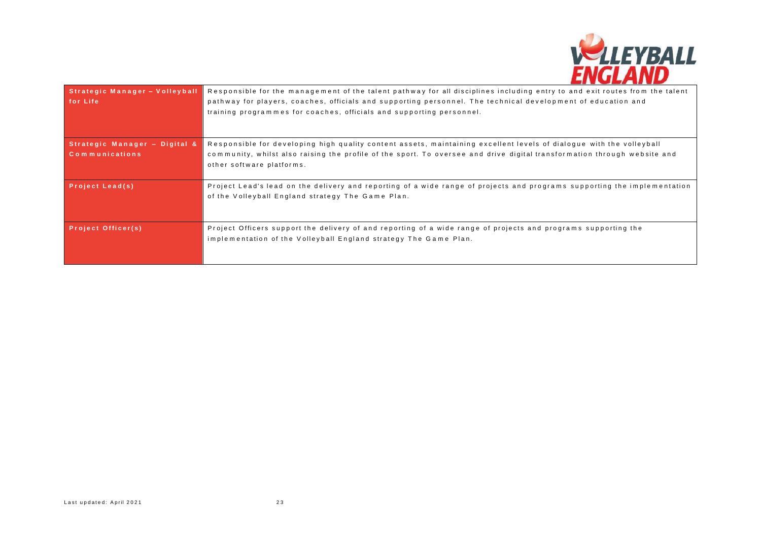| | |
|---|---|
| **Strategic Manager – Volleyball for Life** | Responsible for the management of the talent pathway for all disciplines including entry to and exit routes from the talent pathway for players, coaches, officials and supporting personnel. The technical development of education and training programmes for coaches, officials and supporting personnel. |
| **Strategic Manager – Digital & Communications** | Responsible for developing high quality content assets, maintaining excellent levels of dialogue with the volleyball community, whilst also raising the profile of the sport. To oversee and drive digital transformation through website and other software platforms. |
| **Project Lead(s)** | Project Lead's lead on the delivery and reporting of a wide range of projects and programs supporting the implementation of the Volleyball England strategy The Game Plan. |
| **Project Officer(s)** | Project Officers support the delivery of and reporting of a wide range of projects and programs supporting the implementation of the Volleyball England strategy The Game Plan. |

Last updated: April 2021